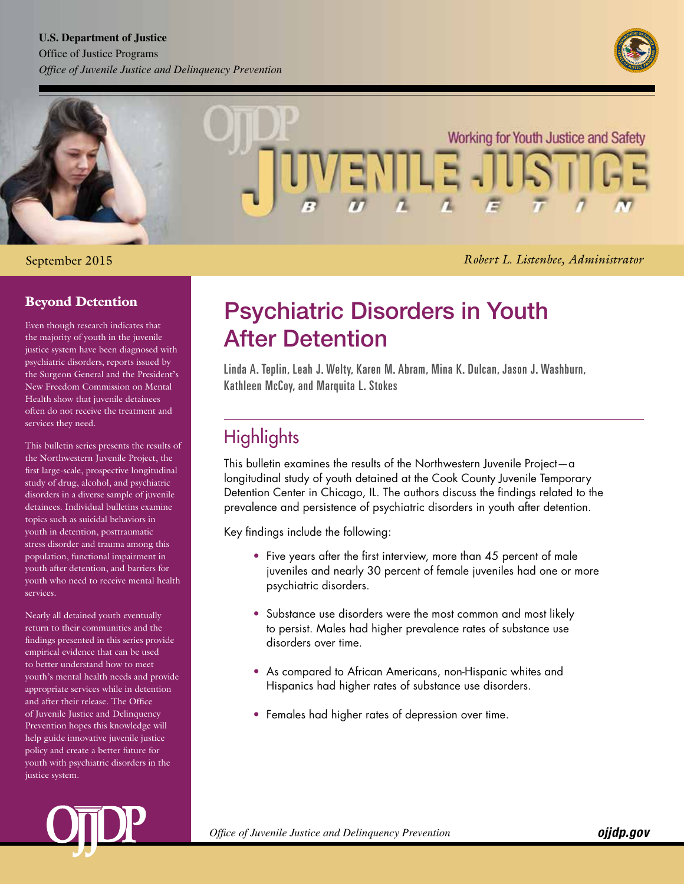U.S. Department of Justice
Office of Justice Programs
*Office of Juvenile Justice and Delinquency Prevention*

Working for Youth Justice and Safety

# JUVENILE JUSTICE BULLETIN

September 2015

*Robert L. Listenbee, Administrator*

## Beyond Detention

Even though research indicates that the majority of youth in the juvenile justice system have been diagnosed with psychiatric disorders, reports issued by the Surgeon General and the President's New Freedom Commission on Mental Health show that juvenile detainees often do not receive the treatment and services they need.

This bulletin series presents the results of the Northwestern Juvenile Project, the first large-scale, prospective longitudinal study of drug, alcohol, and psychiatric disorders in a diverse sample of juvenile detainees. Individual bulletins examine topics such as suicidal behaviors in youth in detention, posttraumatic stress disorder and trauma among this population, functional impairment in youth after detention, and barriers for youth who need to receive mental health services.

Nearly all detained youth eventually return to their communities and the findings presented in this series provide empirical evidence that can be used to better understand how to meet youth's mental health needs and provide appropriate services while in detention and after their release. The Office of Juvenile Justice and Delinquency Prevention hopes this knowledge will help guide innovative juvenile justice policy and create a better future for youth with psychiatric disorders in the justice system.

# Psychiatric Disorders in Youth After Detention

Linda A. Teplin, Leah J. Welty, Karen M. Abram, Mina K. Dulcan, Jason J. Washburn, Kathleen McCoy, and Marquita L. Stokes

## Highlights

This bulletin examines the results of the Northwestern Juvenile Project—a longitudinal study of youth detained at the Cook County Juvenile Temporary Detention Center in Chicago, IL. The authors discuss the findings related to the prevalence and persistence of psychiatric disorders in youth after detention.

Key findings include the following:

- Five years after the first interview, more than 45 percent of male juveniles and nearly 30 percent of female juveniles had one or more psychiatric disorders.
- Substance use disorders were the most common and most likely to persist. Males had higher prevalence rates of substance use disorders over time.
- As compared to African Americans, non-Hispanic whites and Hispanics had higher rates of substance use disorders.
- Females had higher rates of depression over time.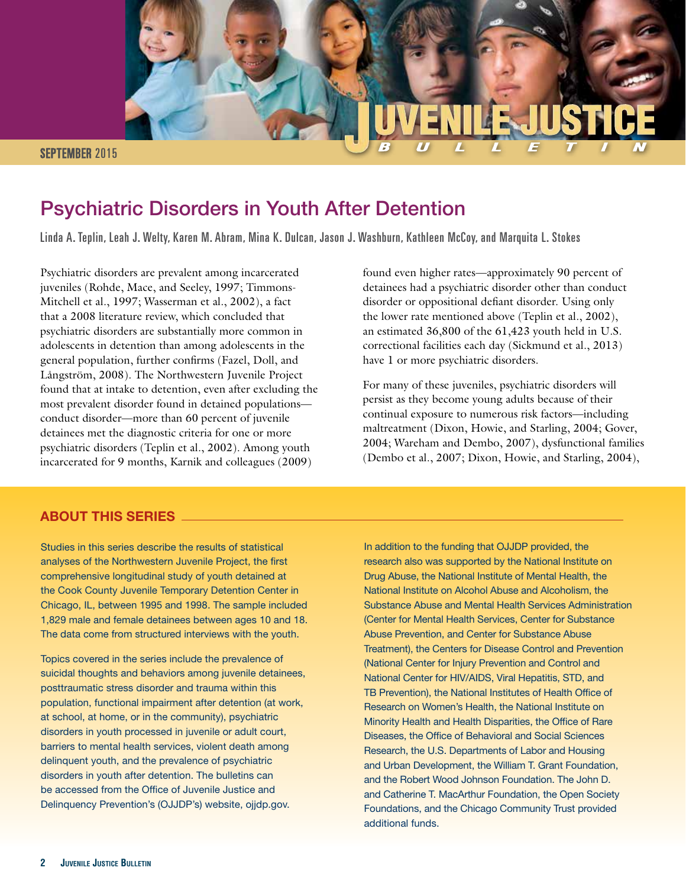SEPTEMBER 2015

# Psychiatric Disorders in Youth After Detention

Linda A. Teplin, Leah J. Welty, Karen M. Abram, Mina K. Dulcan, Jason J. Washburn, Kathleen McCoy, and Marquita L. Stokes

Psychiatric disorders are prevalent among incarcerated juveniles (Rohde, Mace, and Seeley, 1997; Timmons-Mitchell et al., 1997; Wasserman et al., 2002), a fact that a 2008 literature review, which concluded that psychiatric disorders are substantially more common in adolescents in detention than among adolescents in the general population, further confirms (Fazel, Doll, and Långström, 2008). The Northwestern Juvenile Project found that at intake to detention, even after excluding the most prevalent disorder found in detained populations—conduct disorder—more than 60 percent of juvenile detainees met the diagnostic criteria for one or more psychiatric disorders (Teplin et al., 2002). Among youth incarcerated for 9 months, Karnik and colleagues (2009) found even higher rates—approximately 90 percent of detainees had a psychiatric disorder other than conduct disorder or oppositional defiant disorder. Using only the lower rate mentioned above (Teplin et al., 2002), an estimated 36,800 of the 61,423 youth held in U.S. correctional facilities each day (Sickmund et al., 2013) have 1 or more psychiatric disorders.

For many of these juveniles, psychiatric disorders will persist as they become young adults because of their continual exposure to numerous risk factors—including maltreatment (Dixon, Howie, and Starling, 2004; Gover, 2004; Wareham and Dembo, 2007), dysfunctional families (Dembo et al., 2007; Dixon, Howie, and Starling, 2004),

## ABOUT THIS SERIES

Studies in this series describe the results of statistical analyses of the Northwestern Juvenile Project, the first comprehensive longitudinal study of youth detained at the Cook County Juvenile Temporary Detention Center in Chicago, IL, between 1995 and 1998. The sample included 1,829 male and female detainees between ages 10 and 18. The data come from structured interviews with the youth.

Topics covered in the series include the prevalence of suicidal thoughts and behaviors among juvenile detainees, posttraumatic stress disorder and trauma within this population, functional impairment after detention (at work, at school, at home, or in the community), psychiatric disorders in youth processed in juvenile or adult court, barriers to mental health services, violent death among delinquent youth, and the prevalence of psychiatric disorders in youth after detention. The bulletins can be accessed from the Office of Juvenile Justice and Delinquency Prevention's (OJJDP's) website, ojjdp.gov.

In addition to the funding that OJJDP provided, the research also was supported by the National Institute on Drug Abuse, the National Institute of Mental Health, the National Institute on Alcohol Abuse and Alcoholism, the Substance Abuse and Mental Health Services Administration (Center for Mental Health Services, Center for Substance Abuse Prevention, and Center for Substance Abuse Treatment), the Centers for Disease Control and Prevention (National Center for Injury Prevention and Control and National Center for HIV/AIDS, Viral Hepatitis, STD, and TB Prevention), the National Institutes of Health Office of Research on Women's Health, the National Institute on Minority Health and Health Disparities, the Office of Rare Diseases, the Office of Behavioral and Social Sciences Research, the U.S. Departments of Labor and Housing and Urban Development, the William T. Grant Foundation, and the Robert Wood Johnson Foundation. The John D. and Catherine T. MacArthur Foundation, the Open Society Foundations, and the Chicago Community Trust provided additional funds.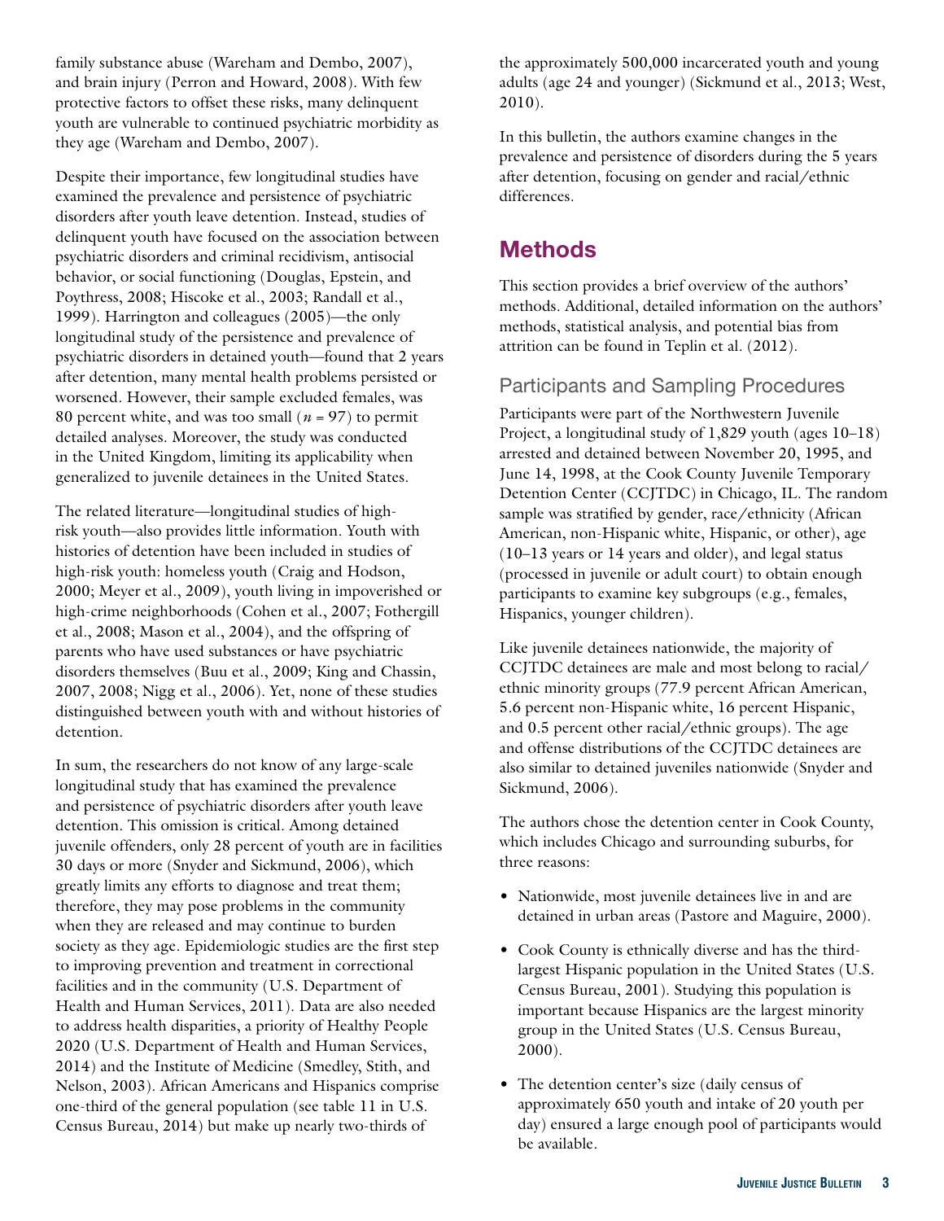family substance abuse (Wareham and Dembo, 2007), and brain injury (Perron and Howard, 2008). With few protective factors to offset these risks, many delinquent youth are vulnerable to continued psychiatric morbidity as they age (Wareham and Dembo, 2007).

Despite their importance, few longitudinal studies have examined the prevalence and persistence of psychiatric disorders after youth leave detention. Instead, studies of delinquent youth have focused on the association between psychiatric disorders and criminal recidivism, antisocial behavior, or social functioning (Douglas, Epstein, and Poythress, 2008; Hiscoke et al., 2003; Randall et al., 1999). Harrington and colleagues (2005)—the only longitudinal study of the persistence and prevalence of psychiatric disorders in detained youth—found that 2 years after detention, many mental health problems persisted or worsened. However, their sample excluded females, was 80 percent white, and was too small ($n = 97$) to permit detailed analyses. Moreover, the study was conducted in the United Kingdom, limiting its applicability when generalized to juvenile detainees in the United States.

The related literature—longitudinal studies of high-risk youth—also provides little information. Youth with histories of detention have been included in studies of high-risk youth: homeless youth (Craig and Hodson, 2000; Meyer et al., 2009), youth living in impoverished or high-crime neighborhoods (Cohen et al., 2007; Fothergill et al., 2008; Mason et al., 2004), and the offspring of parents who have used substances or have psychiatric disorders themselves (Buu et al., 2009; King and Chassin, 2007, 2008; Nigg et al., 2006). Yet, none of these studies distinguished between youth with and without histories of detention.

In sum, the researchers do not know of any large-scale longitudinal study that has examined the prevalence and persistence of psychiatric disorders after youth leave detention. This omission is critical. Among detained juvenile offenders, only 28 percent of youth are in facilities 30 days or more (Snyder and Sickmund, 2006), which greatly limits any efforts to diagnose and treat them; therefore, they may pose problems in the community when they are released and may continue to burden society as they age. Epidemiologic studies are the first step to improving prevention and treatment in correctional facilities and in the community (U.S. Department of Health and Human Services, 2011). Data are also needed to address health disparities, a priority of Healthy People 2020 (U.S. Department of Health and Human Services, 2014) and the Institute of Medicine (Smedley, Stith, and Nelson, 2003). African Americans and Hispanics comprise one-third of the general population (see table 11 in U.S. Census Bureau, 2014) but make up nearly two-thirds of the approximately 500,000 incarcerated youth and young adults (age 24 and younger) (Sickmund et al., 2013; West, 2010).

In this bulletin, the authors examine changes in the prevalence and persistence of disorders during the 5 years after detention, focusing on gender and racial/ethnic differences.

## Methods

This section provides a brief overview of the authors' methods. Additional, detailed information on the authors' methods, statistical analysis, and potential bias from attrition can be found in Teplin et al. (2012).

### Participants and Sampling Procedures

Participants were part of the Northwestern Juvenile Project, a longitudinal study of 1,829 youth (ages 10–18) arrested and detained between November 20, 1995, and June 14, 1998, at the Cook County Juvenile Temporary Detention Center (CCJTDC) in Chicago, IL. The random sample was stratified by gender, race/ethnicity (African American, non-Hispanic white, Hispanic, or other), age (10–13 years or 14 years and older), and legal status (processed in juvenile or adult court) to obtain enough participants to examine key subgroups (e.g., females, Hispanics, younger children).

Like juvenile detainees nationwide, the majority of CCJTDC detainees are male and most belong to racial/ethnic minority groups (77.9 percent African American, 5.6 percent non-Hispanic white, 16 percent Hispanic, and 0.5 percent other racial/ethnic groups). The age and offense distributions of the CCJTDC detainees are also similar to detained juveniles nationwide (Snyder and Sickmund, 2006).

The authors chose the detention center in Cook County, which includes Chicago and surrounding suburbs, for three reasons:

- Nationwide, most juvenile detainees live in and are detained in urban areas (Pastore and Maguire, 2000).
- Cook County is ethnically diverse and has the third-largest Hispanic population in the United States (U.S. Census Bureau, 2001). Studying this population is important because Hispanics are the largest minority group in the United States (U.S. Census Bureau, 2000).
- The detention center's size (daily census of approximately 650 youth and intake of 20 youth per day) ensured a large enough pool of participants would be available.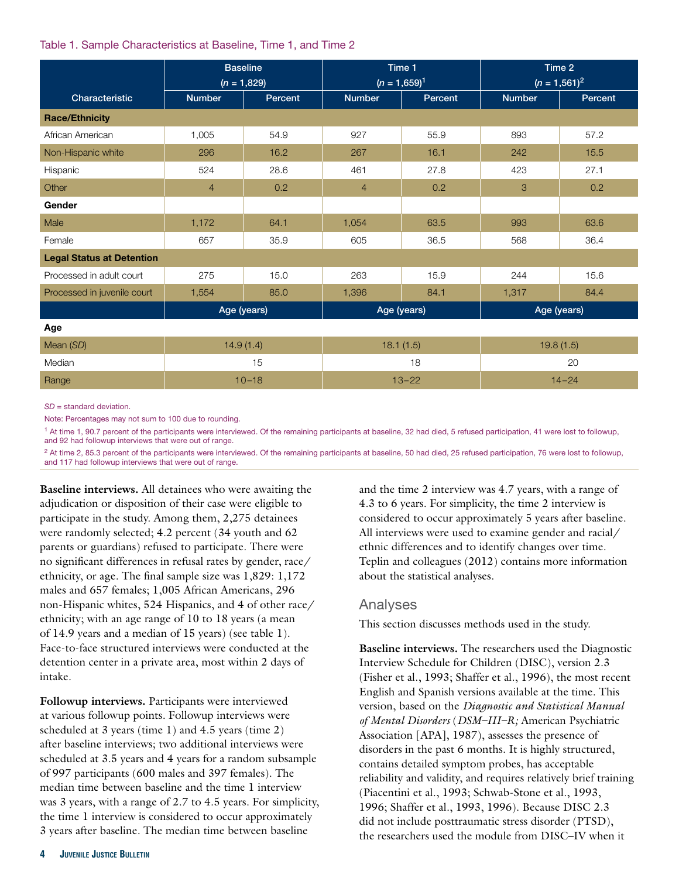Table 1. Sample Characteristics at Baseline, Time 1, and Time 2

| Characteristic | Baseline (*n* = 1,829) | | Time 1 (*n* = 1,659)[1] | | Time 2 (*n* = 1,561)[2] | |
|---|---|---|---|---|---|---|
| | Number | Percent | Number | Percent | Number | Percent |
| **Race/Ethnicity** | | | | | | |
| African American | 1,005 | 54.9 | 927 | 55.9 | 893 | 57.2 |
| Non-Hispanic white | 296 | 16.2 | 267 | 16.1 | 242 | 15.5 |
| Hispanic | 524 | 28.6 | 461 | 27.8 | 423 | 27.1 |
| Other | 4 | 0.2 | 4 | 0.2 | 3 | 0.2 |
| **Gender** | | | | | | |
| Male | 1,172 | 64.1 | 1,054 | 63.5 | 993 | 63.6 |
| Female | 657 | 35.9 | 605 | 36.5 | 568 | 36.4 |
| **Legal Status at Detention** | | | | | | |
| Processed in adult court | 275 | 15.0 | 263 | 15.9 | 244 | 15.6 |
| Processed in juvenile court | 1,554 | 85.0 | 1,396 | 84.1 | 1,317 | 84.4 |
| | Age (years) | | Age (years) | | Age (years) | |
| **Age** | | | | | | |
| Mean (*SD*) | 14.9 (1.4) | | 18.1 (1.5) | | 19.8 (1.5) | |
| Median | 15 | | 18 | | 20 | |
| Range | 10–18 | | 13–22 | | 14–24 | |

*SD* = standard deviation.

Note: Percentages may not sum to 100 due to rounding.

[1] At time 1, 90.7 percent of the participants were interviewed. Of the remaining participants at baseline, 32 had died, 5 refused participation, 41 were lost to followup, and 92 had followup interviews that were out of range.

[2] At time 2, 85.3 percent of the participants were interviewed. Of the remaining participants at baseline, 50 had died, 25 refused participation, 76 were lost to followup, and 117 had followup interviews that were out of range.

**Baseline interviews.** All detainees who were awaiting the adjudication or disposition of their case were eligible to participate in the study. Among them, 2,275 detainees were randomly selected; 4.2 percent (34 youth and 62 parents or guardians) refused to participate. There were no significant differences in refusal rates by gender, race/ethnicity, or age. The final sample size was 1,829: 1,172 males and 657 females; 1,005 African Americans, 296 non-Hispanic whites, 524 Hispanics, and 4 of other race/ethnicity; with an age range of 10 to 18 years (a mean of 14.9 years and a median of 15 years) (see table 1). Face-to-face structured interviews were conducted at the detention center in a private area, most within 2 days of intake.

**Followup interviews.** Participants were interviewed at various followup points. Followup interviews were scheduled at 3 years (time 1) and 4.5 years (time 2) after baseline interviews; two additional interviews were scheduled at 3.5 years and 4 years for a random subsample of 997 participants (600 males and 397 females). The median time between baseline and the time 1 interview was 3 years, with a range of 2.7 to 4.5 years. For simplicity, the time 1 interview is considered to occur approximately 3 years after baseline. The median time between baseline and the time 2 interview was 4.7 years, with a range of 4.3 to 6 years. For simplicity, the time 2 interview is considered to occur approximately 5 years after baseline. All interviews were used to examine gender and racial/ethnic differences and to identify changes over time. Teplin and colleagues (2012) contains more information about the statistical analyses.

## Analyses

This section discusses methods used in the study.

**Baseline interviews.** The researchers used the Diagnostic Interview Schedule for Children (DISC), version 2.3 (Fisher et al., 1993; Shaffer et al., 1996), the most recent English and Spanish versions available at the time. This version, based on the *Diagnostic and Statistical Manual of Mental Disorders* (*DSM–III–R;* American Psychiatric Association [APA], 1987), assesses the presence of disorders in the past 6 months. It is highly structured, contains detailed symptom probes, has acceptable reliability and validity, and requires relatively brief training (Piacentini et al., 1993; Schwab-Stone et al., 1993, 1996; Shaffer et al., 1993, 1996). Because DISC 2.3 did not include posttraumatic stress disorder (PTSD), the researchers used the module from DISC–IV when it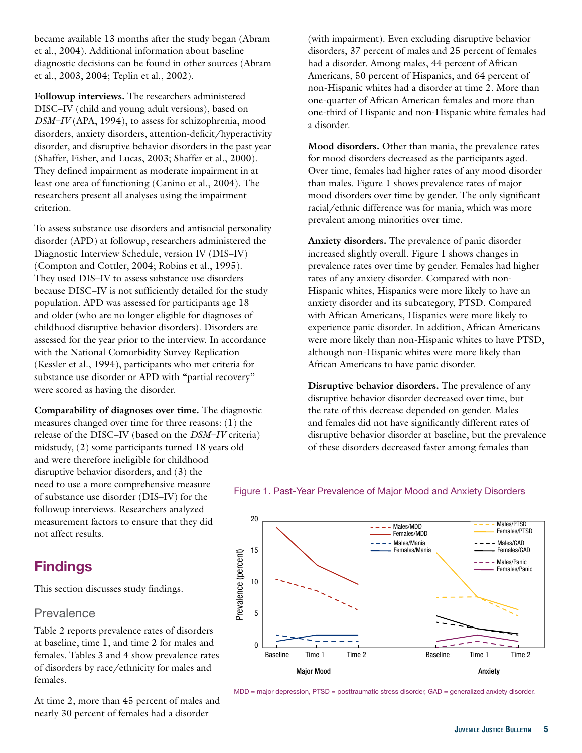became available 13 months after the study began (Abram et al., 2004). Additional information about baseline diagnostic decisions can be found in other sources (Abram et al., 2003, 2004; Teplin et al., 2002).

**Followup interviews.** The researchers administered DISC–IV (child and young adult versions), based on *DSM–IV* (APA, 1994), to assess for schizophrenia, mood disorders, anxiety disorders, attention-deficit/hyperactivity disorder, and disruptive behavior disorders in the past year (Shaffer, Fisher, and Lucas, 2003; Shaffer et al., 2000). They defined impairment as moderate impairment in at least one area of functioning (Canino et al., 2004). The researchers present all analyses using the impairment criterion.

To assess substance use disorders and antisocial personality disorder (APD) at followup, researchers administered the Diagnostic Interview Schedule, version IV (DIS–IV) (Compton and Cottler, 2004; Robins et al., 1995). They used DIS–IV to assess substance use disorders because DISC–IV is not sufficiently detailed for the study population. APD was assessed for participants age 18 and older (who are no longer eligible for diagnoses of childhood disruptive behavior disorders). Disorders are assessed for the year prior to the interview. In accordance with the National Comorbidity Survey Replication (Kessler et al., 1994), participants who met criteria for substance use disorder or APD with "partial recovery" were scored as having the disorder.

**Comparability of diagnoses over time.** The diagnostic measures changed over time for three reasons: (1) the release of the DISC–IV (based on the *DSM–IV* criteria) midstudy, (2) some participants turned 18 years old and were therefore ineligible for childhood disruptive behavior disorders, and (3) the need to use a more comprehensive measure of substance use disorder (DIS–IV) for the followup interviews. Researchers analyzed measurement factors to ensure that they did not affect results.

## Findings

This section discusses study findings.

### Prevalence

Table 2 reports prevalence rates of disorders at baseline, time 1, and time 2 for males and females. Tables 3 and 4 show prevalence rates of disorders by race/ethnicity for males and females.

At time 2, more than 45 percent of males and nearly 30 percent of females had a disorder (with impairment). Even excluding disruptive behavior disorders, 37 percent of males and 25 percent of females had a disorder. Among males, 44 percent of African Americans, 50 percent of Hispanics, and 64 percent of non-Hispanic whites had a disorder at time 2. More than one-quarter of African American females and more than one-third of Hispanic and non-Hispanic white females had a disorder.

**Mood disorders.** Other than mania, the prevalence rates for mood disorders decreased as the participants aged. Over time, females had higher rates of any mood disorder than males. Figure 1 shows prevalence rates of major mood disorders over time by gender. The only significant racial/ethnic difference was for mania, which was more prevalent among minorities over time.

**Anxiety disorders.** The prevalence of panic disorder increased slightly overall. Figure 1 shows changes in prevalence rates over time by gender. Females had higher rates of any anxiety disorder. Compared with non-Hispanic whites, Hispanics were more likely to have an anxiety disorder and its subcategory, PTSD. Compared with African Americans, Hispanics were more likely to experience panic disorder. In addition, African Americans were more likely than non-Hispanic whites to have PTSD, although non-Hispanic whites were more likely than African Americans to have panic disorder.

**Disruptive behavior disorders.** The prevalence of any disruptive behavior disorder decreased over time, but the rate of this decrease depended on gender. Males and females did not have significantly different rates of disruptive behavior disorder at baseline, but the prevalence of these disorders decreased faster among females than

Figure 1. Past-Year Prevalence of Major Mood and Anxiety Disorders

MDD = major depression, PTSD = posttraumatic stress disorder, GAD = generalized anxiety disorder.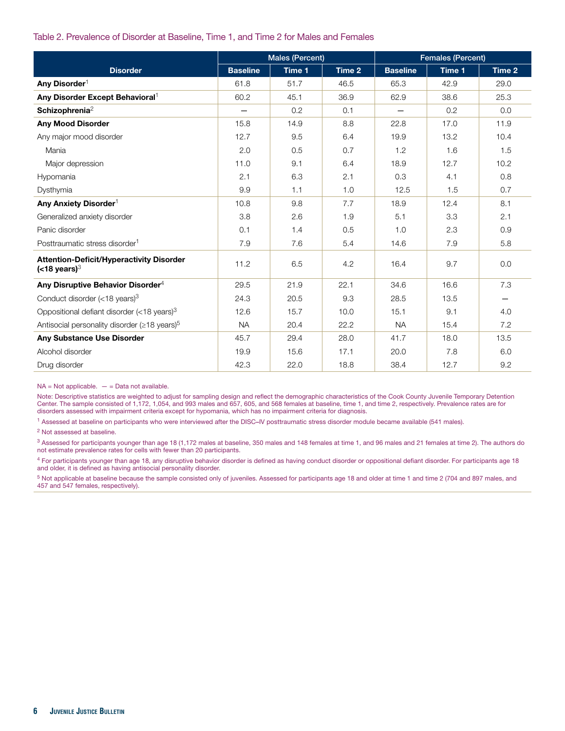Table 2. Prevalence of Disorder at Baseline, Time 1, and Time 2 for Males and Females

| Disorder | Males (Percent) | | | Females (Percent) | | |
|---|---|---|---|---|---|---|
| | Baseline | Time 1 | Time 2 | Baseline | Time 1 | Time 2 |
| **Any Disorder**[1] | 61.8 | 51.7 | 46.5 | 65.3 | 42.9 | 29.0 |
| **Any Disorder Except Behavioral**[1] | 60.2 | 45.1 | 36.9 | 62.9 | 38.6 | 25.3 |
| **Schizophrenia**[2] | — | 0.2 | 0.1 | — | 0.2 | 0.0 |
| **Any Mood Disorder** | 15.8 | 14.9 | 8.8 | 22.8 | 17.0 | 11.9 |
| Any major mood disorder | 12.7 | 9.5 | 6.4 | 19.9 | 13.2 | 10.4 |
| Mania | 2.0 | 0.5 | 0.7 | 1.2 | 1.6 | 1.5 |
| Major depression | 11.0 | 9.1 | 6.4 | 18.9 | 12.7 | 10.2 |
| Hypomania | 2.1 | 6.3 | 2.1 | 0.3 | 4.1 | 0.8 |
| Dysthymia | 9.9 | 1.1 | 1.0 | 12.5 | 1.5 | 0.7 |
| **Any Anxiety Disorder**[1] | 10.8 | 9.8 | 7.7 | 18.9 | 12.4 | 8.1 |
| Generalized anxiety disorder | 3.8 | 2.6 | 1.9 | 5.1 | 3.3 | 2.1 |
| Panic disorder | 0.1 | 1.4 | 0.5 | 1.0 | 2.3 | 0.9 |
| Posttraumatic stress disorder[1] | 7.9 | 7.6 | 5.4 | 14.6 | 7.9 | 5.8 |
| **Attention-Deficit/Hyperactivity Disorder (<18 years)**[3] | 11.2 | 6.5 | 4.2 | 16.4 | 9.7 | 0.0 |
| **Any Disruptive Behavior Disorder**[4] | 29.5 | 21.9 | 22.1 | 34.6 | 16.6 | 7.3 |
| Conduct disorder (<18 years)[3] | 24.3 | 20.5 | 9.3 | 28.5 | 13.5 | — |
| Oppositional defiant disorder (<18 years)[3] | 12.6 | 15.7 | 10.0 | 15.1 | 9.1 | 4.0 |
| Antisocial personality disorder (≥18 years)[5] | NA | 20.4 | 22.2 | NA | 15.4 | 7.2 |
| **Any Substance Use Disorder** | 45.7 | 29.4 | 28.0 | 41.7 | 18.0 | 13.5 |
| Alcohol disorder | 19.9 | 15.6 | 17.1 | 20.0 | 7.8 | 6.0 |
| Drug disorder | 42.3 | 22.0 | 18.8 | 38.4 | 12.7 | 9.2 |

NA = Not applicable. — = Data not available.

Note: Descriptive statistics are weighted to adjust for sampling design and reflect the demographic characteristics of the Cook County Juvenile Temporary Detention Center. The sample consisted of 1,172, 1,054, and 993 males and 657, 605, and 568 females at baseline, time 1, and time 2, respectively. Prevalence rates are for disorders assessed with impairment criteria except for hypomania, which has no impairment criteria for diagnosis.

[1] Assessed at baseline on participants who were interviewed after the DISC–IV posttraumatic stress disorder module became available (541 males).

[2] Not assessed at baseline.

[3] Assessed for participants younger than age 18 (1,172 males at baseline, 350 males and 148 females at time 1, and 96 males and 21 females at time 2). The authors do not estimate prevalence rates for cells with fewer than 20 participants.

[4] For participants younger than age 18, any disruptive behavior disorder is defined as having conduct disorder or oppositional defiant disorder. For participants age 18 and older, it is defined as having antisocial personality disorder.

[5] Not applicable at baseline because the sample consisted only of juveniles. Assessed for participants age 18 and older at time 1 and time 2 (704 and 897 males, and 457 and 547 females, respectively).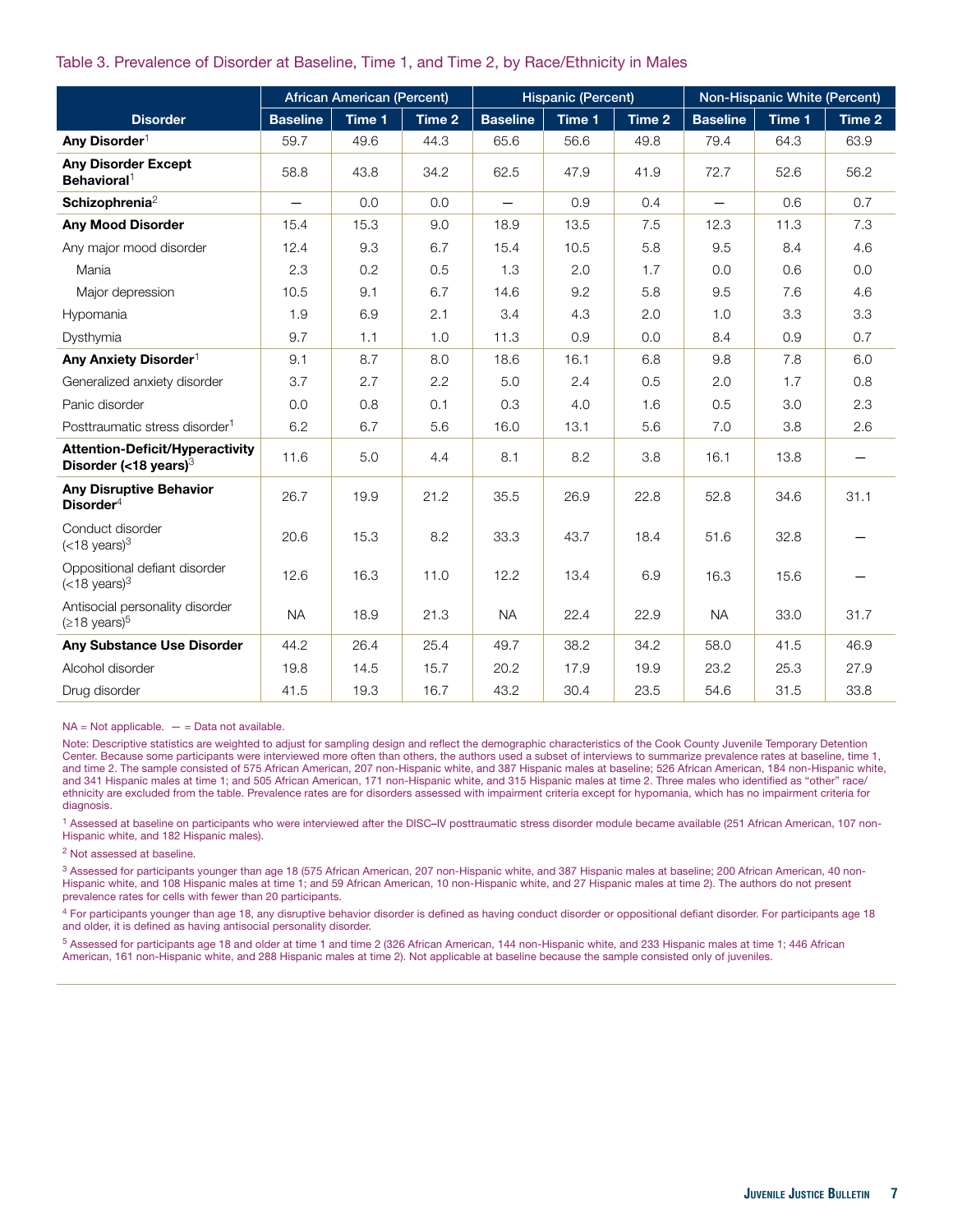Table 3. Prevalence of Disorder at Baseline, Time 1, and Time 2, by Race/Ethnicity in Males

| Disorder | African American (Percent) | | | Hispanic (Percent) | | | Non-Hispanic White (Percent) | | |
|---|---|---|---|---|---|---|---|---|---|
| | Baseline | Time 1 | Time 2 | Baseline | Time 1 | Time 2 | Baseline | Time 1 | Time 2 |
| **Any Disorder**[1] | 59.7 | 49.6 | 44.3 | 65.6 | 56.6 | 49.8 | 79.4 | 64.3 | 63.9 |
| **Any Disorder Except Behavioral**[1] | 58.8 | 43.8 | 34.2 | 62.5 | 47.9 | 41.9 | 72.7 | 52.6 | 56.2 |
| **Schizophrenia**[2] | — | 0.0 | 0.0 | — | 0.9 | 0.4 | — | 0.6 | 0.7 |
| **Any Mood Disorder** | 15.4 | 15.3 | 9.0 | 18.9 | 13.5 | 7.5 | 12.3 | 11.3 | 7.3 |
| Any major mood disorder | 12.4 | 9.3 | 6.7 | 15.4 | 10.5 | 5.8 | 9.5 | 8.4 | 4.6 |
| Mania | 2.3 | 0.2 | 0.5 | 1.3 | 2.0 | 1.7 | 0.0 | 0.6 | 0.0 |
| Major depression | 10.5 | 9.1 | 6.7 | 14.6 | 9.2 | 5.8 | 9.5 | 7.6 | 4.6 |
| Hypomania | 1.9 | 6.9 | 2.1 | 3.4 | 4.3 | 2.0 | 1.0 | 3.3 | 3.3 |
| Dysthymia | 9.7 | 1.1 | 1.0 | 11.3 | 0.9 | 0.0 | 8.4 | 0.9 | 0.7 |
| **Any Anxiety Disorder**[1] | 9.1 | 8.7 | 8.0 | 18.6 | 16.1 | 6.8 | 9.8 | 7.8 | 6.0 |
| Generalized anxiety disorder | 3.7 | 2.7 | 2.2 | 5.0 | 2.4 | 0.5 | 2.0 | 1.7 | 0.8 |
| Panic disorder | 0.0 | 0.8 | 0.1 | 0.3 | 4.0 | 1.6 | 0.5 | 3.0 | 2.3 |
| Posttraumatic stress disorder[1] | 6.2 | 6.7 | 5.6 | 16.0 | 13.1 | 5.6 | 7.0 | 3.8 | 2.6 |
| **Attention-Deficit/Hyperactivity Disorder (<18 years)**[3] | 11.6 | 5.0 | 4.4 | 8.1 | 8.2 | 3.8 | 16.1 | 13.8 | — |
| **Any Disruptive Behavior Disorder**[4] | 26.7 | 19.9 | 21.2 | 35.5 | 26.9 | 22.8 | 52.8 | 34.6 | 31.1 |
| Conduct disorder (<18 years)[3] | 20.6 | 15.3 | 8.2 | 33.3 | 43.7 | 18.4 | 51.6 | 32.8 | — |
| Oppositional defiant disorder (<18 years)[3] | 12.6 | 16.3 | 11.0 | 12.2 | 13.4 | 6.9 | 16.3 | 15.6 | — |
| Antisocial personality disorder (≥18 years)[5] | NA | 18.9 | 21.3 | NA | 22.4 | 22.9 | NA | 33.0 | 31.7 |
| **Any Substance Use Disorder** | 44.2 | 26.4 | 25.4 | 49.7 | 38.2 | 34.2 | 58.0 | 41.5 | 46.9 |
| Alcohol disorder | 19.8 | 14.5 | 15.7 | 20.2 | 17.9 | 19.9 | 23.2 | 25.3 | 27.9 |
| Drug disorder | 41.5 | 19.3 | 16.7 | 43.2 | 30.4 | 23.5 | 54.6 | 31.5 | 33.8 |

NA = Not applicable. — = Data not available.

Note: Descriptive statistics are weighted to adjust for sampling design and reflect the demographic characteristics of the Cook County Juvenile Temporary Detention Center. Because some participants were interviewed more often than others, the authors used a subset of interviews to summarize prevalence rates at baseline, time 1, and time 2. The sample consisted of 575 African American, 207 non-Hispanic white, and 387 Hispanic males at baseline; 526 African American, 184 non-Hispanic white, and 341 Hispanic males at time 1; and 505 African American, 171 non-Hispanic white, and 315 Hispanic males at time 2. Three males who identified as "other" race/ethnicity are excluded from the table. Prevalence rates are for disorders assessed with impairment criteria except for hypomania, which has no impairment criteria for diagnosis.

[1] Assessed at baseline on participants who were interviewed after the DISC–IV posttraumatic stress disorder module became available (251 African American, 107 non-Hispanic white, and 182 Hispanic males).

[2] Not assessed at baseline.

[3] Assessed for participants younger than age 18 (575 African American, 207 non-Hispanic white, and 387 Hispanic males at baseline; 200 African American, 40 non-Hispanic white, and 108 Hispanic males at time 1; and 59 African American, 10 non-Hispanic white, and 27 Hispanic males at time 2). The authors do not present prevalence rates for cells with fewer than 20 participants.

[4] For participants younger than age 18, any disruptive behavior disorder is defined as having conduct disorder or oppositional defiant disorder. For participants age 18 and older, it is defined as having antisocial personality disorder.

[5] Assessed for participants age 18 and older at time 1 and time 2 (326 African American, 144 non-Hispanic white, and 233 Hispanic males at time 1; 446 African American, 161 non-Hispanic white, and 288 Hispanic males at time 2). Not applicable at baseline because the sample consisted only of juveniles.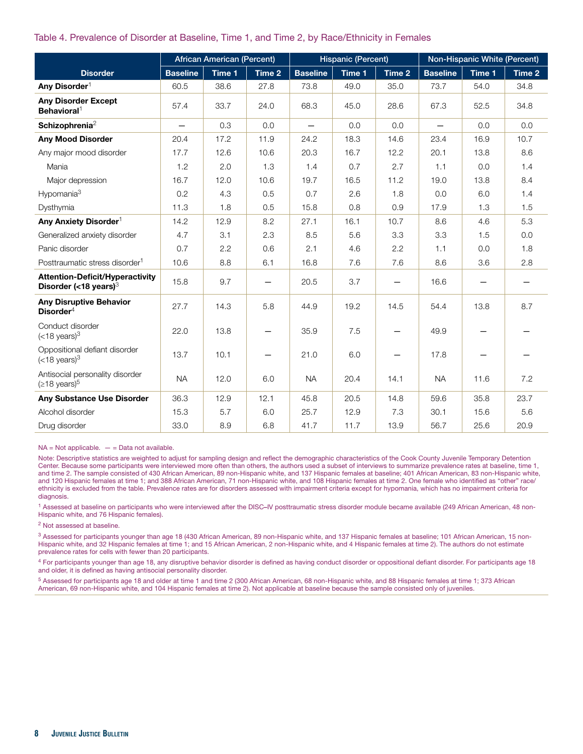Table 4. Prevalence of Disorder at Baseline, Time 1, and Time 2, by Race/Ethnicity in Females

| Disorder | African American (Percent) | | | Hispanic (Percent) | | | Non-Hispanic White (Percent) | | |
|---|---|---|---|---|---|---|---|---|---|
| | Baseline | Time 1 | Time 2 | Baseline | Time 1 | Time 2 | Baseline | Time 1 | Time 2 |
| **Any Disorder**[1] | 60.5 | 38.6 | 27.8 | 73.8 | 49.0 | 35.0 | 73.7 | 54.0 | 34.8 |
| **Any Disorder Except Behavioral**[1] | 57.4 | 33.7 | 24.0 | 68.3 | 45.0 | 28.6 | 67.3 | 52.5 | 34.8 |
| **Schizophrenia**[2] | — | 0.3 | 0.0 | — | 0.0 | 0.0 | — | 0.0 | 0.0 |
| **Any Mood Disorder** | 20.4 | 17.2 | 11.9 | 24.2 | 18.3 | 14.6 | 23.4 | 16.9 | 10.7 |
| Any major mood disorder | 17.7 | 12.6 | 10.6 | 20.3 | 16.7 | 12.2 | 20.1 | 13.8 | 8.6 |
| Mania | 1.2 | 2.0 | 1.3 | 1.4 | 0.7 | 2.7 | 1.1 | 0.0 | 1.4 |
| Major depression | 16.7 | 12.0 | 10.6 | 19.7 | 16.5 | 11.2 | 19.0 | 13.8 | 8.4 |
| Hypomania[3] | 0.2 | 4.3 | 0.5 | 0.7 | 2.6 | 1.8 | 0.0 | 6.0 | 1.4 |
| Dysthymia | 11.3 | 1.8 | 0.5 | 15.8 | 0.8 | 0.9 | 17.9 | 1.3 | 1.5 |
| **Any Anxiety Disorder**[1] | 14.2 | 12.9 | 8.2 | 27.1 | 16.1 | 10.7 | 8.6 | 4.6 | 5.3 |
| Generalized anxiety disorder | 4.7 | 3.1 | 2.3 | 8.5 | 5.6 | 3.3 | 3.3 | 1.5 | 0.0 |
| Panic disorder | 0.7 | 2.2 | 0.6 | 2.1 | 4.6 | 2.2 | 1.1 | 0.0 | 1.8 |
| Posttraumatic stress disorder[1] | 10.6 | 8.8 | 6.1 | 16.8 | 7.6 | 7.6 | 8.6 | 3.6 | 2.8 |
| **Attention-Deficit/Hyperactivity Disorder (<18 years)**[3] | 15.8 | 9.7 | — | 20.5 | 3.7 | — | 16.6 | — | — |
| **Any Disruptive Behavior Disorder**[4] | 27.7 | 14.3 | 5.8 | 44.9 | 19.2 | 14.5 | 54.4 | 13.8 | 8.7 |
| Conduct disorder (<18 years)[3] | 22.0 | 13.8 | — | 35.9 | 7.5 | — | 49.9 | — | — |
| Oppositional defiant disorder (<18 years)[3] | 13.7 | 10.1 | — | 21.0 | 6.0 | — | 17.8 | — | — |
| Antisocial personality disorder (≥18 years)[5] | NA | 12.0 | 6.0 | NA | 20.4 | 14.1 | NA | 11.6 | 7.2 |
| **Any Substance Use Disorder** | 36.3 | 12.9 | 12.1 | 45.8 | 20.5 | 14.8 | 59.6 | 35.8 | 23.7 |
| Alcohol disorder | 15.3 | 5.7 | 6.0 | 25.7 | 12.9 | 7.3 | 30.1 | 15.6 | 5.6 |
| Drug disorder | 33.0 | 8.9 | 6.8 | 41.7 | 11.7 | 13.9 | 56.7 | 25.6 | 20.9 |

NA = Not applicable. — = Data not available.

Note: Descriptive statistics are weighted to adjust for sampling design and reflect the demographic characteristics of the Cook County Juvenile Temporary Detention Center. Because some participants were interviewed more often than others, the authors used a subset of interviews to summarize prevalence rates at baseline, time 1, and time 2. The sample consisted of 430 African American, 89 non-Hispanic white, and 137 Hispanic females at baseline; 401 African American, 83 non-Hispanic white, and 120 Hispanic females at time 1; and 388 African American, 71 non-Hispanic white, and 108 Hispanic females at time 2. One female who identified as "other" race/ethnicity is excluded from the table. Prevalence rates are for disorders assessed with impairment criteria except for hypomania, which has no impairment criteria for diagnosis.

[1] Assessed at baseline on participants who were interviewed after the DISC–IV posttraumatic stress disorder module became available (249 African American, 48 non-Hispanic white, and 76 Hispanic females).

[2] Not assessed at baseline.

[3] Assessed for participants younger than age 18 (430 African American, 89 non-Hispanic white, and 137 Hispanic females at baseline; 101 African American, 15 non-Hispanic white, and 32 Hispanic females at time 1; and 15 African American, 2 non-Hispanic white, and 4 Hispanic females at time 2). The authors do not estimate prevalence rates for cells with fewer than 20 participants.

[4] For participants younger than age 18, any disruptive behavior disorder is defined as having conduct disorder or oppositional defiant disorder. For participants age 18 and older, it is defined as having antisocial personality disorder.

[5] Assessed for participants age 18 and older at time 1 and time 2 (300 African American, 68 non-Hispanic white, and 88 Hispanic females at time 1; 373 African American, 69 non-Hispanic white, and 104 Hispanic females at time 2). Not applicable at baseline because the sample consisted only of juveniles.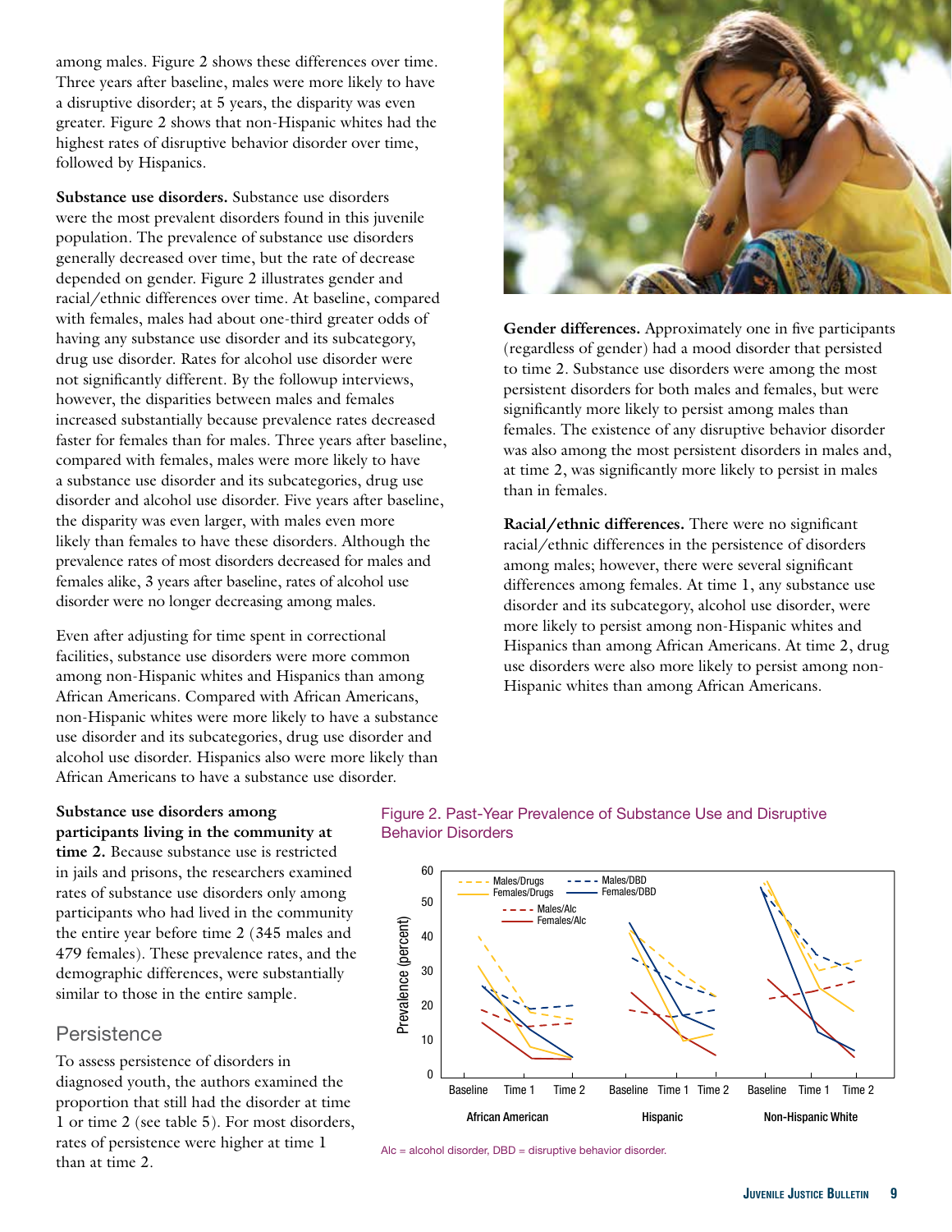among males. Figure 2 shows these differences over time. Three years after baseline, males were more likely to have a disruptive disorder; at 5 years, the disparity was even greater. Figure 2 shows that non-Hispanic whites had the highest rates of disruptive behavior disorder over time, followed by Hispanics.

**Substance use disorders.** Substance use disorders were the most prevalent disorders found in this juvenile population. The prevalence of substance use disorders generally decreased over time, but the rate of decrease depended on gender. Figure 2 illustrates gender and racial/ethnic differences over time. At baseline, compared with females, males had about one-third greater odds of having any substance use disorder and its subcategory, drug use disorder. Rates for alcohol use disorder were not significantly different. By the followup interviews, however, the disparities between males and females increased substantially because prevalence rates decreased faster for females than for males. Three years after baseline, compared with females, males were more likely to have a substance use disorder and its subcategories, drug use disorder and alcohol use disorder. Five years after baseline, the disparity was even larger, with males even more likely than females to have these disorders. Although the prevalence rates of most disorders decreased for males and females alike, 3 years after baseline, rates of alcohol use disorder were no longer decreasing among males.

Even after adjusting for time spent in correctional facilities, substance use disorders were more common among non-Hispanic whites and Hispanics than among African Americans. Compared with African Americans, non-Hispanic whites were more likely to have a substance use disorder and its subcategories, drug use disorder and alcohol use disorder. Hispanics also were more likely than African Americans to have a substance use disorder.

**Substance use disorders among participants living in the community at time 2.** Because substance use is restricted in jails and prisons, the researchers examined rates of substance use disorders only among participants who had lived in the community the entire year before time 2 (345 males and 479 females). These prevalence rates, and the demographic differences, were substantially similar to those in the entire sample.

## Persistence

To assess persistence of disorders in diagnosed youth, the authors examined the proportion that still had the disorder at time 1 or time 2 (see table 5). For most disorders, rates of persistence were higher at time 1 than at time 2.

**Gender differences.** Approximately one in five participants (regardless of gender) had a mood disorder that persisted to time 2. Substance use disorders were among the most persistent disorders for both males and females, but were significantly more likely to persist among males than females. The existence of any disruptive behavior disorder was also among the most persistent disorders in males and, at time 2, was significantly more likely to persist in males than in females.

**Racial/ethnic differences.** There were no significant racial/ethnic differences in the persistence of disorders among males; however, there were several significant differences among females. At time 1, any substance use disorder and its subcategory, alcohol use disorder, were more likely to persist among non-Hispanic whites and Hispanics than among African Americans. At time 2, drug use disorders were also more likely to persist among non-Hispanic whites than among African Americans.

Figure 2. Past-Year Prevalence of Substance Use and Disruptive Behavior Disorders

Alc = alcohol disorder, DBD = disruptive behavior disorder.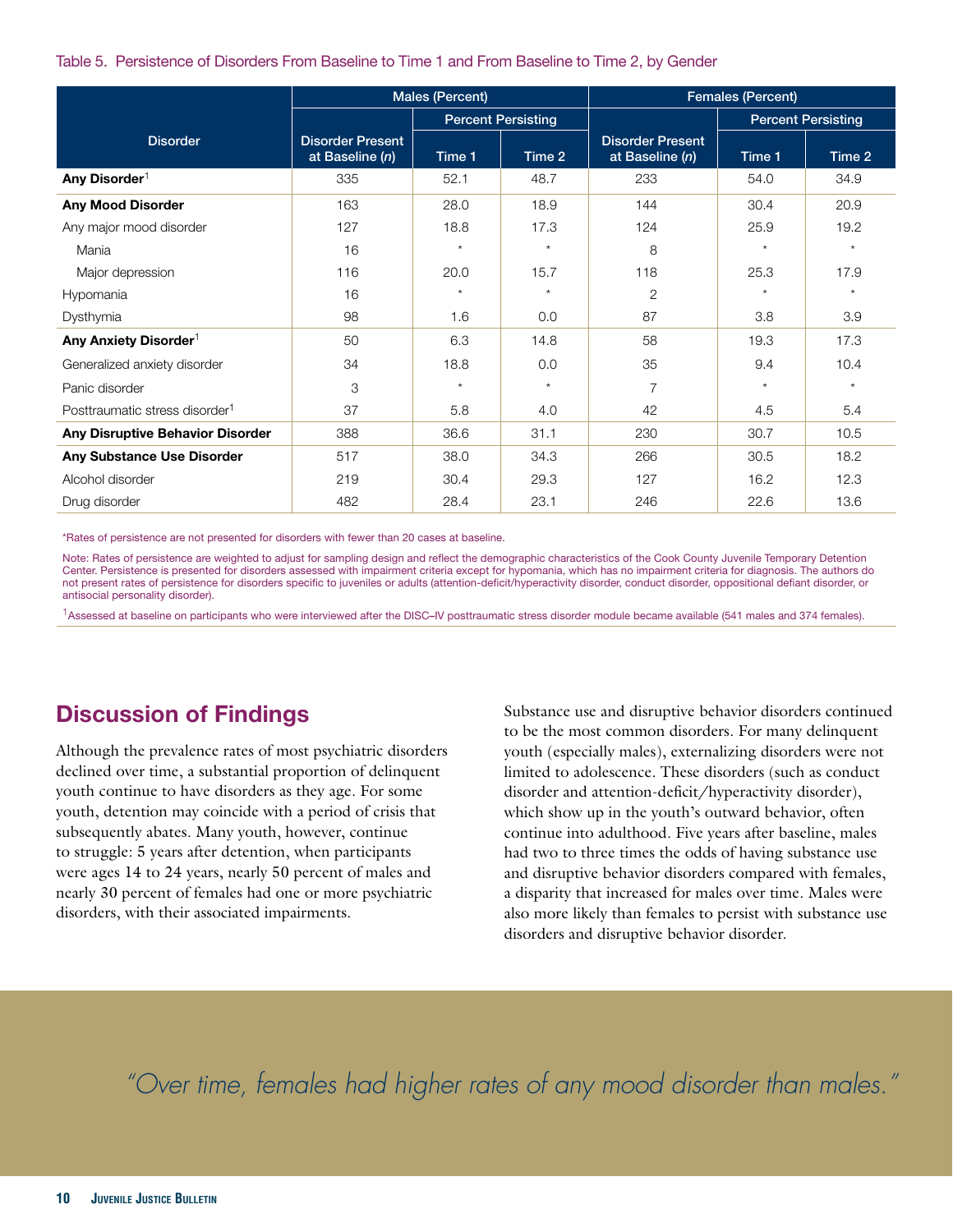Table 5. Persistence of Disorders From Baseline to Time 1 and From Baseline to Time 2, by Gender

| Disorder | Males (Percent) | | | Females (Percent) | | |
|---|---|---|---|---|---|---|
| | | Percent Persisting | | | Percent Persisting | |
| | Disorder Present at Baseline (*n*) | Time 1 | Time 2 | Disorder Present at Baseline (*n*) | Time 1 | Time 2 |
| **Any Disorder**[1] | 335 | 52.1 | 48.7 | 233 | 54.0 | 34.9 |
| **Any Mood Disorder** | 163 | 28.0 | 18.9 | 144 | 30.4 | 20.9 |
| Any major mood disorder | 127 | 18.8 | 17.3 | 124 | 25.9 | 19.2 |
| Mania | 16 | * | * | 8 | * | * |
| Major depression | 116 | 20.0 | 15.7 | 118 | 25.3 | 17.9 |
| Hypomania | 16 | * | * | 2 | * | * |
| Dysthymia | 98 | 1.6 | 0.0 | 87 | 3.8 | 3.9 |
| **Any Anxiety Disorder**[1] | 50 | 6.3 | 14.8 | 58 | 19.3 | 17.3 |
| Generalized anxiety disorder | 34 | 18.8 | 0.0 | 35 | 9.4 | 10.4 |
| Panic disorder | 3 | * | * | 7 | * | * |
| Posttraumatic stress disorder[1] | 37 | 5.8 | 4.0 | 42 | 4.5 | 5.4 |
| **Any Disruptive Behavior Disorder** | 388 | 36.6 | 31.1 | 230 | 30.7 | 10.5 |
| **Any Substance Use Disorder** | 517 | 38.0 | 34.3 | 266 | 30.5 | 18.2 |
| Alcohol disorder | 219 | 30.4 | 29.3 | 127 | 16.2 | 12.3 |
| Drug disorder | 482 | 28.4 | 23.1 | 246 | 22.6 | 13.6 |

*Rates of persistence are not presented for disorders with fewer than 20 cases at baseline.

Note: Rates of persistence are weighted to adjust for sampling design and reflect the demographic characteristics of the Cook County Juvenile Temporary Detention Center. Persistence is presented for disorders assessed with impairment criteria except for hypomania, which has no impairment criteria for diagnosis. The authors do not present rates of persistence for disorders specific to juveniles or adults (attention-deficit/hyperactivity disorder, conduct disorder, oppositional defiant disorder, or antisocial personality disorder).

[1]Assessed at baseline on participants who were interviewed after the DISC–IV posttraumatic stress disorder module became available (541 males and 374 females).

## Discussion of Findings

Although the prevalence rates of most psychiatric disorders declined over time, a substantial proportion of delinquent youth continue to have disorders as they age. For some youth, detention may coincide with a period of crisis that subsequently abates. Many youth, however, continue to struggle: 5 years after detention, when participants were ages 14 to 24 years, nearly 50 percent of males and nearly 30 percent of females had one or more psychiatric disorders, with their associated impairments.

Substance use and disruptive behavior disorders continued to be the most common disorders. For many delinquent youth (especially males), externalizing disorders were not limited to adolescence. These disorders (such as conduct disorder and attention-deficit/hyperactivity disorder), which show up in the youth's outward behavior, often continue into adulthood. Five years after baseline, males had two to three times the odds of having substance use and disruptive behavior disorders compared with females, a disparity that increased for males over time. Males were also more likely than females to persist with substance use disorders and disruptive behavior disorder.

*"Over time, females had higher rates of any mood disorder than males."*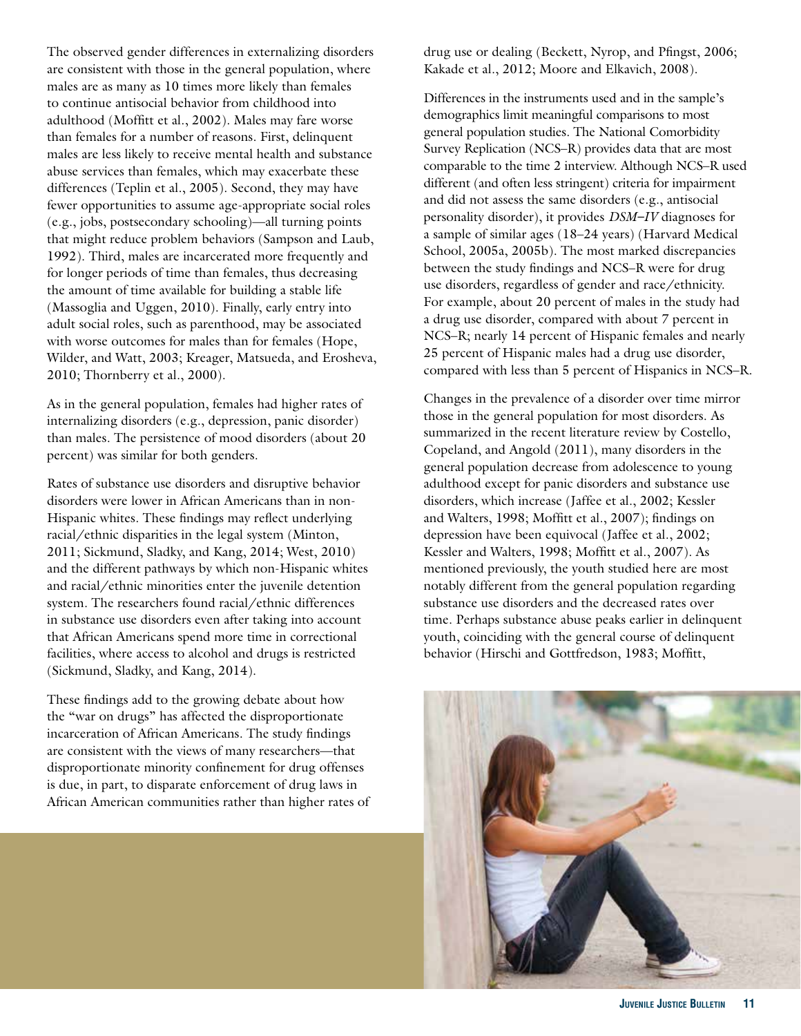The observed gender differences in externalizing disorders are consistent with those in the general population, where males are as many as 10 times more likely than females to continue antisocial behavior from childhood into adulthood (Moffitt et al., 2002). Males may fare worse than females for a number of reasons. First, delinquent males are less likely to receive mental health and substance abuse services than females, which may exacerbate these differences (Teplin et al., 2005). Second, they may have fewer opportunities to assume age-appropriate social roles (e.g., jobs, postsecondary schooling)—all turning points that might reduce problem behaviors (Sampson and Laub, 1992). Third, males are incarcerated more frequently and for longer periods of time than females, thus decreasing the amount of time available for building a stable life (Massoglia and Uggen, 2010). Finally, early entry into adult social roles, such as parenthood, may be associated with worse outcomes for males than for females (Hope, Wilder, and Watt, 2003; Kreager, Matsueda, and Erosheva, 2010; Thornberry et al., 2000).

As in the general population, females had higher rates of internalizing disorders (e.g., depression, panic disorder) than males. The persistence of mood disorders (about 20 percent) was similar for both genders.

Rates of substance use disorders and disruptive behavior disorders were lower in African Americans than in non-Hispanic whites. These findings may reflect underlying racial/ethnic disparities in the legal system (Minton, 2011; Sickmund, Sladky, and Kang, 2014; West, 2010) and the different pathways by which non-Hispanic whites and racial/ethnic minorities enter the juvenile detention system. The researchers found racial/ethnic differences in substance use disorders even after taking into account that African Americans spend more time in correctional facilities, where access to alcohol and drugs is restricted (Sickmund, Sladky, and Kang, 2014).

These findings add to the growing debate about how the "war on drugs" has affected the disproportionate incarceration of African Americans. The study findings are consistent with the views of many researchers—that disproportionate minority confinement for drug offenses is due, in part, to disparate enforcement of drug laws in African American communities rather than higher rates of drug use or dealing (Beckett, Nyrop, and Pfingst, 2006; Kakade et al., 2012; Moore and Elkavich, 2008).

Differences in the instruments used and in the sample's demographics limit meaningful comparisons to most general population studies. The National Comorbidity Survey Replication (NCS–R) provides data that are most comparable to the time 2 interview. Although NCS–R used different (and often less stringent) criteria for impairment and did not assess the same disorders (e.g., antisocial personality disorder), it provides *DSM–IV* diagnoses for a sample of similar ages (18–24 years) (Harvard Medical School, 2005a, 2005b). The most marked discrepancies between the study findings and NCS–R were for drug use disorders, regardless of gender and race/ethnicity. For example, about 20 percent of males in the study had a drug use disorder, compared with about 7 percent in NCS–R; nearly 14 percent of Hispanic females and nearly 25 percent of Hispanic males had a drug use disorder, compared with less than 5 percent of Hispanics in NCS–R.

Changes in the prevalence of a disorder over time mirror those in the general population for most disorders. As summarized in the recent literature review by Costello, Copeland, and Angold (2011), many disorders in the general population decrease from adolescence to young adulthood except for panic disorders and substance use disorders, which increase (Jaffee et al., 2002; Kessler and Walters, 1998; Moffitt et al., 2007); findings on depression have been equivocal (Jaffee et al., 2002; Kessler and Walters, 1998; Moffitt et al., 2007). As mentioned previously, the youth studied here are most notably different from the general population regarding substance use disorders and the decreased rates over time. Perhaps substance abuse peaks earlier in delinquent youth, coinciding with the general course of delinquent behavior (Hirschi and Gottfredson, 1983; Moffitt,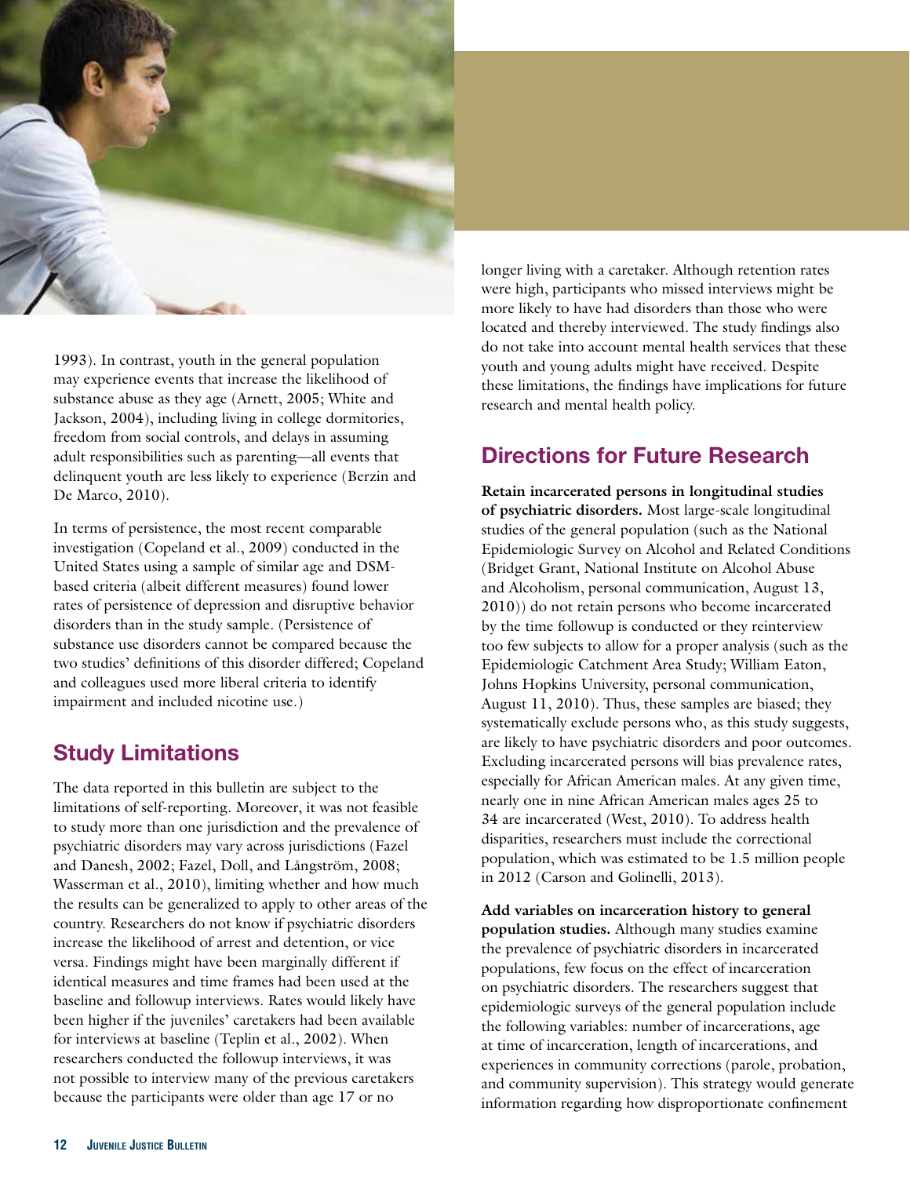1993). In contrast, youth in the general population may experience events that increase the likelihood of substance abuse as they age (Arnett, 2005; White and Jackson, 2004), including living in college dormitories, freedom from social controls, and delays in assuming adult responsibilities such as parenting—all events that delinquent youth are less likely to experience (Berzin and De Marco, 2010).

In terms of persistence, the most recent comparable investigation (Copeland et al., 2009) conducted in the United States using a sample of similar age and DSM-based criteria (albeit different measures) found lower rates of persistence of depression and disruptive behavior disorders than in the study sample. (Persistence of substance use disorders cannot be compared because the two studies' definitions of this disorder differed; Copeland and colleagues used more liberal criteria to identify impairment and included nicotine use.)

## Study Limitations

The data reported in this bulletin are subject to the limitations of self-reporting. Moreover, it was not feasible to study more than one jurisdiction and the prevalence of psychiatric disorders may vary across jurisdictions (Fazel and Danesh, 2002; Fazel, Doll, and Långström, 2008; Wasserman et al., 2010), limiting whether and how much the results can be generalized to apply to other areas of the country. Researchers do not know if psychiatric disorders increase the likelihood of arrest and detention, or vice versa. Findings might have been marginally different if identical measures and time frames had been used at the baseline and followup interviews. Rates would likely have been higher if the juveniles' caretakers had been available for interviews at baseline (Teplin et al., 2002). When researchers conducted the followup interviews, it was not possible to interview many of the previous caretakers because the participants were older than age 17 or no longer living with a caretaker. Although retention rates were high, participants who missed interviews might be more likely to have had disorders than those who were located and thereby interviewed. The study findings also do not take into account mental health services that these youth and young adults might have received. Despite these limitations, the findings have implications for future research and mental health policy.

## Directions for Future Research

**Retain incarcerated persons in longitudinal studies of psychiatric disorders.** Most large-scale longitudinal studies of the general population (such as the National Epidemiologic Survey on Alcohol and Related Conditions (Bridget Grant, National Institute on Alcohol Abuse and Alcoholism, personal communication, August 13, 2010)) do not retain persons who become incarcerated by the time followup is conducted or they reinterview too few subjects to allow for a proper analysis (such as the Epidemiologic Catchment Area Study; William Eaton, Johns Hopkins University, personal communication, August 11, 2010). Thus, these samples are biased; they systematically exclude persons who, as this study suggests, are likely to have psychiatric disorders and poor outcomes. Excluding incarcerated persons will bias prevalence rates, especially for African American males. At any given time, nearly one in nine African American males ages 25 to 34 are incarcerated (West, 2010). To address health disparities, researchers must include the correctional population, which was estimated to be 1.5 million people in 2012 (Carson and Golinelli, 2013).

**Add variables on incarceration history to general population studies.** Although many studies examine the prevalence of psychiatric disorders in incarcerated populations, few focus on the effect of incarceration on psychiatric disorders. The researchers suggest that epidemiologic surveys of the general population include the following variables: number of incarcerations, age at time of incarceration, length of incarcerations, and experiences in community corrections (parole, probation, and community supervision). This strategy would generate information regarding how disproportionate confinement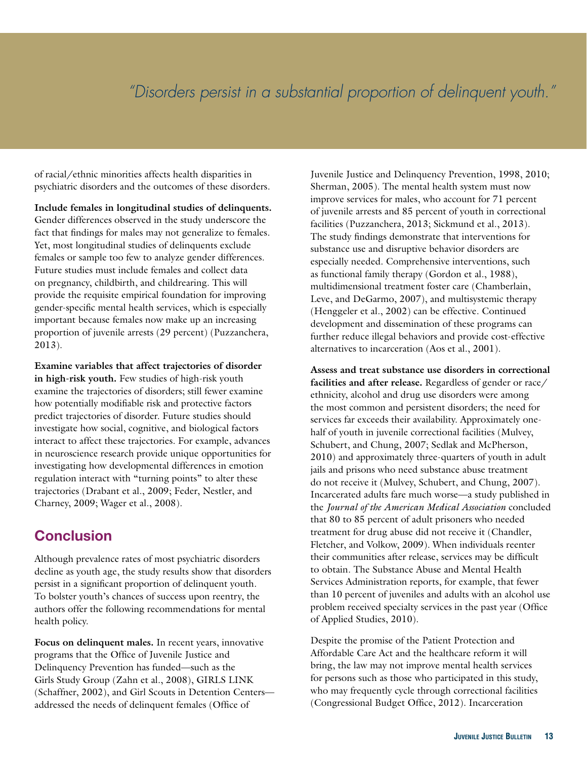> *"Disorders persist in a substantial proportion of delinquent youth."*

of racial/ethnic minorities affects health disparities in psychiatric disorders and the outcomes of these disorders.

**Include females in longitudinal studies of delinquents.** Gender differences observed in the study underscore the fact that findings for males may not generalize to females. Yet, most longitudinal studies of delinquents exclude females or sample too few to analyze gender differences. Future studies must include females and collect data on pregnancy, childbirth, and childrearing. This will provide the requisite empirical foundation for improving gender-specific mental health services, which is especially important because females now make up an increasing proportion of juvenile arrests (29 percent) (Puzzanchera, 2013).

**Examine variables that affect trajectories of disorder in high-risk youth.** Few studies of high-risk youth examine the trajectories of disorders; still fewer examine how potentially modifiable risk and protective factors predict trajectories of disorder. Future studies should investigate how social, cognitive, and biological factors interact to affect these trajectories. For example, advances in neuroscience research provide unique opportunities for investigating how developmental differences in emotion regulation interact with "turning points" to alter these trajectories (Drabant et al., 2009; Feder, Nestler, and Charney, 2009; Wager et al., 2008).

## Conclusion

Although prevalence rates of most psychiatric disorders decline as youth age, the study results show that disorders persist in a significant proportion of delinquent youth. To bolster youth's chances of success upon reentry, the authors offer the following recommendations for mental health policy.

**Focus on delinquent males.** In recent years, innovative programs that the Office of Juvenile Justice and Delinquency Prevention has funded—such as the Girls Study Group (Zahn et al., 2008), GIRLS LINK (Schaffner, 2002), and Girl Scouts in Detention Centers—addressed the needs of delinquent females (Office of Juvenile Justice and Delinquency Prevention, 1998, 2010; Sherman, 2005). The mental health system must now improve services for males, who account for 71 percent of juvenile arrests and 85 percent of youth in correctional facilities (Puzzanchera, 2013; Sickmund et al., 2013). The study findings demonstrate that interventions for substance use and disruptive behavior disorders are especially needed. Comprehensive interventions, such as functional family therapy (Gordon et al., 1988), multidimensional treatment foster care (Chamberlain, Leve, and DeGarmo, 2007), and multisystemic therapy (Henggeler et al., 2002) can be effective. Continued development and dissemination of these programs can further reduce illegal behaviors and provide cost-effective alternatives to incarceration (Aos et al., 2001).

**Assess and treat substance use disorders in correctional facilities and after release.** Regardless of gender or race/ethnicity, alcohol and drug use disorders were among the most common and persistent disorders; the need for services far exceeds their availability. Approximately one-half of youth in juvenile correctional facilities (Mulvey, Schubert, and Chung, 2007; Sedlak and McPherson, 2010) and approximately three-quarters of youth in adult jails and prisons who need substance abuse treatment do not receive it (Mulvey, Schubert, and Chung, 2007). Incarcerated adults fare much worse—a study published in the *Journal of the American Medical Association* concluded that 80 to 85 percent of adult prisoners who needed treatment for drug abuse did not receive it (Chandler, Fletcher, and Volkow, 2009). When individuals reenter their communities after release, services may be difficult to obtain. The Substance Abuse and Mental Health Services Administration reports, for example, that fewer than 10 percent of juveniles and adults with an alcohol use problem received specialty services in the past year (Office of Applied Studies, 2010).

Despite the promise of the Patient Protection and Affordable Care Act and the healthcare reform it will bring, the law may not improve mental health services for persons such as those who participated in this study, who may frequently cycle through correctional facilities (Congressional Budget Office, 2012). Incarceration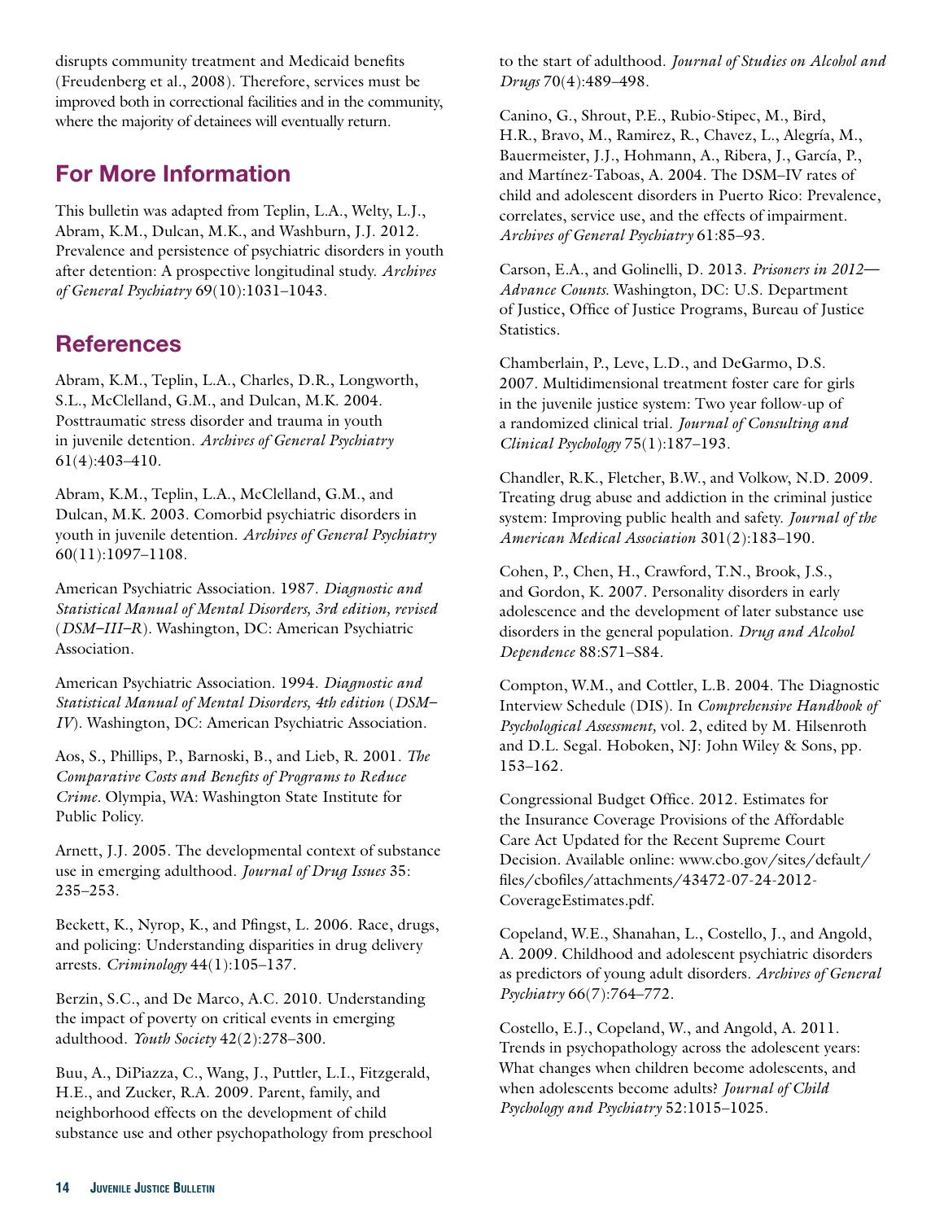disrupts community treatment and Medicaid benefits (Freudenberg et al., 2008). Therefore, services must be improved both in correctional facilities and in the community, where the majority of detainees will eventually return.

## For More Information

This bulletin was adapted from Teplin, L.A., Welty, L.J., Abram, K.M., Dulcan, M.K., and Washburn, J.J. 2012. Prevalence and persistence of psychiatric disorders in youth after detention: A prospective longitudinal study. *Archives of General Psychiatry* 69(10):1031–1043.

## References

Abram, K.M., Teplin, L.A., Charles, D.R., Longworth, S.L., McClelland, G.M., and Dulcan, M.K. 2004. Posttraumatic stress disorder and trauma in youth in juvenile detention. *Archives of General Psychiatry* 61(4):403–410.

Abram, K.M., Teplin, L.A., McClelland, G.M., and Dulcan, M.K. 2003. Comorbid psychiatric disorders in youth in juvenile detention. *Archives of General Psychiatry* 60(11):1097–1108.

American Psychiatric Association. 1987. *Diagnostic and Statistical Manual of Mental Disorders, 3rd edition, revised* (*DSM–III–R*). Washington, DC: American Psychiatric Association.

American Psychiatric Association. 1994. *Diagnostic and Statistical Manual of Mental Disorders, 4th edition* (*DSM–IV*). Washington, DC: American Psychiatric Association.

Aos, S., Phillips, P., Barnoski, B., and Lieb, R. 2001. *The Comparative Costs and Benefits of Programs to Reduce Crime*. Olympia, WA: Washington State Institute for Public Policy.

Arnett, J.J. 2005. The developmental context of substance use in emerging adulthood. *Journal of Drug Issues* 35: 235–253.

Beckett, K., Nyrop, K., and Pfingst, L. 2006. Race, drugs, and policing: Understanding disparities in drug delivery arrests. *Criminology* 44(1):105–137.

Berzin, S.C., and De Marco, A.C. 2010. Understanding the impact of poverty on critical events in emerging adulthood. *Youth Society* 42(2):278–300.

Buu, A., DiPiazza, C., Wang, J., Puttler, L.I., Fitzgerald, H.E., and Zucker, R.A. 2009. Parent, family, and neighborhood effects on the development of child substance use and other psychopathology from preschool to the start of adulthood. *Journal of Studies on Alcohol and Drugs* 70(4):489–498.

Canino, G., Shrout, P.E., Rubio-Stipec, M., Bird, H.R., Bravo, M., Ramirez, R., Chavez, L., Alegría, M., Bauermeister, J.J., Hohmann, A., Ribera, J., García, P., and Martínez-Taboas, A. 2004. The DSM–IV rates of child and adolescent disorders in Puerto Rico: Prevalence, correlates, service use, and the effects of impairment. *Archives of General Psychiatry* 61:85–93.

Carson, E.A., and Golinelli, D. 2013. *Prisoners in 2012—Advance Counts.* Washington, DC: U.S. Department of Justice, Office of Justice Programs, Bureau of Justice Statistics.

Chamberlain, P., Leve, L.D., and DeGarmo, D.S. 2007. Multidimensional treatment foster care for girls in the juvenile justice system: Two year follow-up of a randomized clinical trial. *Journal of Consulting and Clinical Psychology* 75(1):187–193.

Chandler, R.K., Fletcher, B.W., and Volkow, N.D. 2009. Treating drug abuse and addiction in the criminal justice system: Improving public health and safety. *Journal of the American Medical Association* 301(2):183–190.

Cohen, P., Chen, H., Crawford, T.N., Brook, J.S., and Gordon, K. 2007. Personality disorders in early adolescence and the development of later substance use disorders in the general population. *Drug and Alcohol Dependence* 88:S71–S84.

Compton, W.M., and Cottler, L.B. 2004. The Diagnostic Interview Schedule (DIS). In *Comprehensive Handbook of Psychological Assessment,* vol. 2, edited by M. Hilsenroth and D.L. Segal. Hoboken, NJ: John Wiley & Sons, pp. 153–162.

Congressional Budget Office. 2012. Estimates for the Insurance Coverage Provisions of the Affordable Care Act Updated for the Recent Supreme Court Decision. Available online: www.cbo.gov/sites/default/files/cbofiles/attachments/43472-07-24-2012-CoverageEstimates.pdf.

Copeland, W.E., Shanahan, L., Costello, J., and Angold, A. 2009. Childhood and adolescent psychiatric disorders as predictors of young adult disorders. *Archives of General Psychiatry* 66(7):764–772.

Costello, E.J., Copeland, W., and Angold, A. 2011. Trends in psychopathology across the adolescent years: What changes when children become adolescents, and when adolescents become adults? *Journal of Child Psychology and Psychiatry* 52:1015–1025.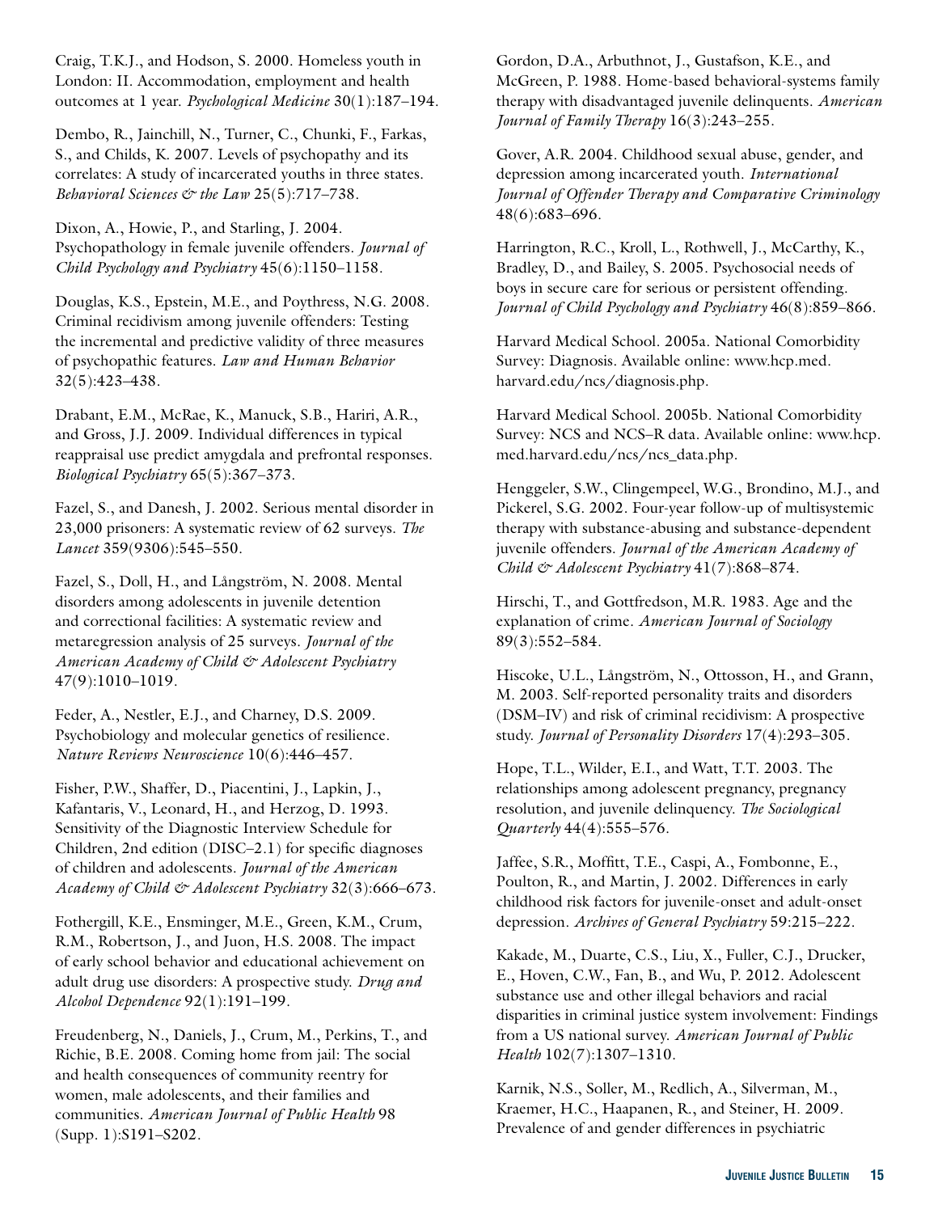Craig, T.K.J., and Hodson, S. 2000. Homeless youth in London: II. Accommodation, employment and health outcomes at 1 year. *Psychological Medicine* 30(1):187–194.

Dembo, R., Jainchill, N., Turner, C., Chunki, F., Farkas, S., and Childs, K. 2007. Levels of psychopathy and its correlates: A study of incarcerated youths in three states. *Behavioral Sciences & the Law* 25(5):717–738.

Dixon, A., Howie, P., and Starling, J. 2004. Psychopathology in female juvenile offenders. *Journal of Child Psychology and Psychiatry* 45(6):1150–1158.

Douglas, K.S., Epstein, M.E., and Poythress, N.G. 2008. Criminal recidivism among juvenile offenders: Testing the incremental and predictive validity of three measures of psychopathic features. *Law and Human Behavior* 32(5):423–438.

Drabant, E.M., McRae, K., Manuck, S.B., Hariri, A.R., and Gross, J.J. 2009. Individual differences in typical reappraisal use predict amygdala and prefrontal responses. *Biological Psychiatry* 65(5):367–373.

Fazel, S., and Danesh, J. 2002. Serious mental disorder in 23,000 prisoners: A systematic review of 62 surveys. *The Lancet* 359(9306):545–550.

Fazel, S., Doll, H., and Långström, N. 2008. Mental disorders among adolescents in juvenile detention and correctional facilities: A systematic review and metaregression analysis of 25 surveys. *Journal of the American Academy of Child & Adolescent Psychiatry* 47(9):1010–1019.

Feder, A., Nestler, E.J., and Charney, D.S. 2009. Psychobiology and molecular genetics of resilience. *Nature Reviews Neuroscience* 10(6):446–457.

Fisher, P.W., Shaffer, D., Piacentini, J., Lapkin, J., Kafantaris, V., Leonard, H., and Herzog, D. 1993. Sensitivity of the Diagnostic Interview Schedule for Children, 2nd edition (DISC–2.1) for specific diagnoses of children and adolescents. *Journal of the American Academy of Child & Adolescent Psychiatry* 32(3):666–673.

Fothergill, K.E., Ensminger, M.E., Green, K.M., Crum, R.M., Robertson, J., and Juon, H.S. 2008. The impact of early school behavior and educational achievement on adult drug use disorders: A prospective study. *Drug and Alcohol Dependence* 92(1):191–199.

Freudenberg, N., Daniels, J., Crum, M., Perkins, T., and Richie, B.E. 2008. Coming home from jail: The social and health consequences of community reentry for women, male adolescents, and their families and communities. *American Journal of Public Health* 98 (Supp. 1):S191–S202.

Gordon, D.A., Arbuthnot, J., Gustafson, K.E., and McGreen, P. 1988. Home-based behavioral-systems family therapy with disadvantaged juvenile delinquents. *American Journal of Family Therapy* 16(3):243–255.

Gover, A.R. 2004. Childhood sexual abuse, gender, and depression among incarcerated youth. *International Journal of Offender Therapy and Comparative Criminology* 48(6):683–696.

Harrington, R.C., Kroll, L., Rothwell, J., McCarthy, K., Bradley, D., and Bailey, S. 2005. Psychosocial needs of boys in secure care for serious or persistent offending. *Journal of Child Psychology and Psychiatry* 46(8):859–866.

Harvard Medical School. 2005a. National Comorbidity Survey: Diagnosis. Available online: www.hcp.med.harvard.edu/ncs/diagnosis.php.

Harvard Medical School. 2005b. National Comorbidity Survey: NCS and NCS–R data. Available online: www.hcp.med.harvard.edu/ncs/ncs_data.php.

Henggeler, S.W., Clingempeel, W.G., Brondino, M.J., and Pickerel, S.G. 2002. Four-year follow-up of multisystemic therapy with substance-abusing and substance-dependent juvenile offenders. *Journal of the American Academy of Child & Adolescent Psychiatry* 41(7):868–874.

Hirschi, T., and Gottfredson, M.R. 1983. Age and the explanation of crime. *American Journal of Sociology* 89(3):552–584.

Hiscoke, U.L., Långström, N., Ottosson, H., and Grann, M. 2003. Self-reported personality traits and disorders (DSM–IV) and risk of criminal recidivism: A prospective study. *Journal of Personality Disorders* 17(4):293–305.

Hope, T.L., Wilder, E.I., and Watt, T.T. 2003. The relationships among adolescent pregnancy, pregnancy resolution, and juvenile delinquency. *The Sociological Quarterly* 44(4):555–576.

Jaffee, S.R., Moffitt, T.E., Caspi, A., Fombonne, E., Poulton, R., and Martin, J. 2002. Differences in early childhood risk factors for juvenile-onset and adult-onset depression. *Archives of General Psychiatry* 59:215–222.

Kakade, M., Duarte, C.S., Liu, X., Fuller, C.J., Drucker, E., Hoven, C.W., Fan, B., and Wu, P. 2012. Adolescent substance use and other illegal behaviors and racial disparities in criminal justice system involvement: Findings from a US national survey. *American Journal of Public Health* 102(7):1307–1310.

Karnik, N.S., Soller, M., Redlich, A., Silverman, M., Kraemer, H.C., Haapanen, R., and Steiner, H. 2009. Prevalence of and gender differences in psychiatric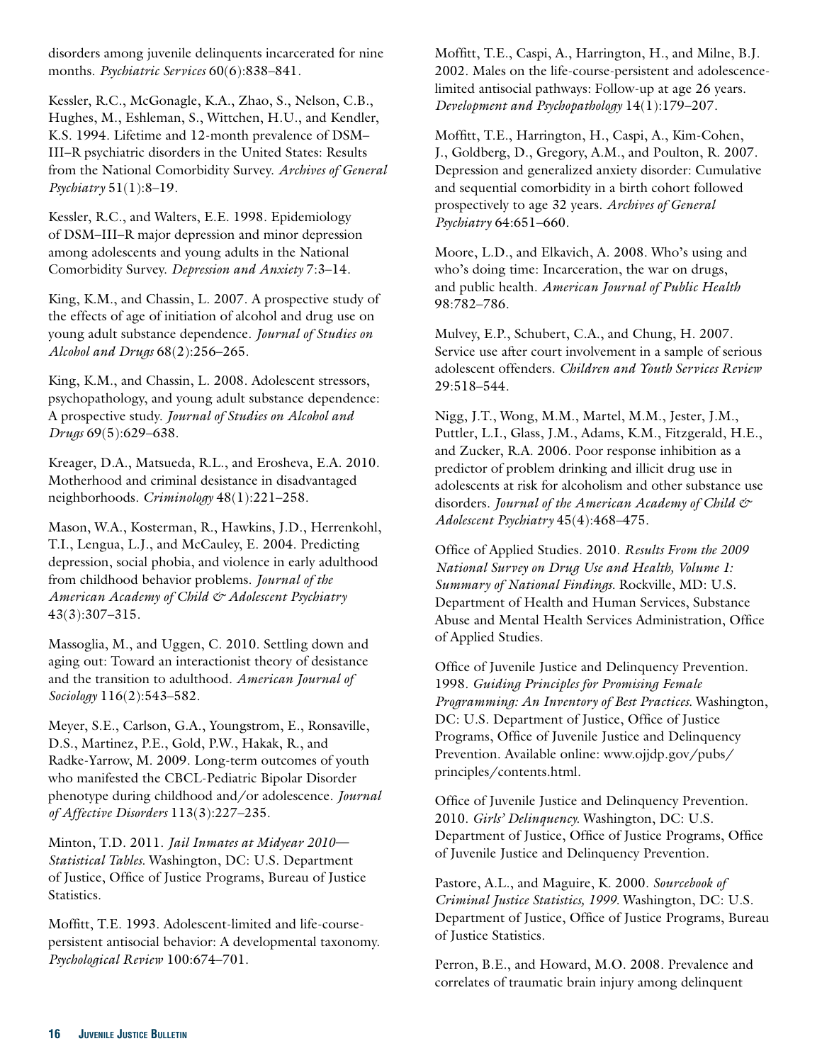disorders among juvenile delinquents incarcerated for nine months. *Psychiatric Services* 60(6):838–841.

Kessler, R.C., McGonagle, K.A., Zhao, S., Nelson, C.B., Hughes, M., Eshleman, S., Wittchen, H.U., and Kendler, K.S. 1994. Lifetime and 12-month prevalence of DSM–III–R psychiatric disorders in the United States: Results from the National Comorbidity Survey. *Archives of General Psychiatry* 51(1):8–19.

Kessler, R.C., and Walters, E.E. 1998. Epidemiology of DSM–III–R major depression and minor depression among adolescents and young adults in the National Comorbidity Survey. *Depression and Anxiety* 7:3–14.

King, K.M., and Chassin, L. 2007. A prospective study of the effects of age of initiation of alcohol and drug use on young adult substance dependence. *Journal of Studies on Alcohol and Drugs* 68(2):256–265.

King, K.M., and Chassin, L. 2008. Adolescent stressors, psychopathology, and young adult substance dependence: A prospective study. *Journal of Studies on Alcohol and Drugs* 69(5):629–638.

Kreager, D.A., Matsueda, R.L., and Erosheva, E.A. 2010. Motherhood and criminal desistance in disadvantaged neighborhoods. *Criminology* 48(1):221–258.

Mason, W.A., Kosterman, R., Hawkins, J.D., Herrenkohl, T.I., Lengua, L.J., and McCauley, E. 2004. Predicting depression, social phobia, and violence in early adulthood from childhood behavior problems. *Journal of the American Academy of Child & Adolescent Psychiatry* 43(3):307–315.

Massoglia, M., and Uggen, C. 2010. Settling down and aging out: Toward an interactionist theory of desistance and the transition to adulthood. *American Journal of Sociology* 116(2):543–582.

Meyer, S.E., Carlson, G.A., Youngstrom, E., Ronsaville, D.S., Martinez, P.E., Gold, P.W., Hakak, R., and Radke-Yarrow, M. 2009. Long-term outcomes of youth who manifested the CBCL-Pediatric Bipolar Disorder phenotype during childhood and/or adolescence. *Journal of Affective Disorders* 113(3):227–235.

Minton, T.D. 2011. *Jail Inmates at Midyear 2010—Statistical Tables.* Washington, DC: U.S. Department of Justice, Office of Justice Programs, Bureau of Justice Statistics.

Moffitt, T.E. 1993. Adolescent-limited and life-course-persistent antisocial behavior: A developmental taxonomy. *Psychological Review* 100:674–701.

Moffitt, T.E., Caspi, A., Harrington, H., and Milne, B.J. 2002. Males on the life-course-persistent and adolescence-limited antisocial pathways: Follow-up at age 26 years. *Development and Psychopathology* 14(1):179–207.

Moffitt, T.E., Harrington, H., Caspi, A., Kim-Cohen, J., Goldberg, D., Gregory, A.M., and Poulton, R. 2007. Depression and generalized anxiety disorder: Cumulative and sequential comorbidity in a birth cohort followed prospectively to age 32 years. *Archives of General Psychiatry* 64:651–660.

Moore, L.D., and Elkavich, A. 2008. Who's using and who's doing time: Incarceration, the war on drugs, and public health. *American Journal of Public Health* 98:782–786.

Mulvey, E.P., Schubert, C.A., and Chung, H. 2007. Service use after court involvement in a sample of serious adolescent offenders. *Children and Youth Services Review* 29:518–544.

Nigg, J.T., Wong, M.M., Martel, M.M., Jester, J.M., Puttler, L.I., Glass, J.M., Adams, K.M., Fitzgerald, H.E., and Zucker, R.A. 2006. Poor response inhibition as a predictor of problem drinking and illicit drug use in adolescents at risk for alcoholism and other substance use disorders. *Journal of the American Academy of Child & Adolescent Psychiatry* 45(4):468–475.

Office of Applied Studies. 2010. *Results From the 2009 National Survey on Drug Use and Health, Volume 1: Summary of National Findings.* Rockville, MD: U.S. Department of Health and Human Services, Substance Abuse and Mental Health Services Administration, Office of Applied Studies.

Office of Juvenile Justice and Delinquency Prevention. 1998. *Guiding Principles for Promising Female Programming: An Inventory of Best Practices.* Washington, DC: U.S. Department of Justice, Office of Justice Programs, Office of Juvenile Justice and Delinquency Prevention. Available online: www.ojjdp.gov/pubs/principles/contents.html.

Office of Juvenile Justice and Delinquency Prevention. 2010. *Girls' Delinquency.* Washington, DC: U.S. Department of Justice, Office of Justice Programs, Office of Juvenile Justice and Delinquency Prevention.

Pastore, A.L., and Maguire, K. 2000. *Sourcebook of Criminal Justice Statistics, 1999.* Washington, DC: U.S. Department of Justice, Office of Justice Programs, Bureau of Justice Statistics.

Perron, B.E., and Howard, M.O. 2008. Prevalence and correlates of traumatic brain injury among delinquent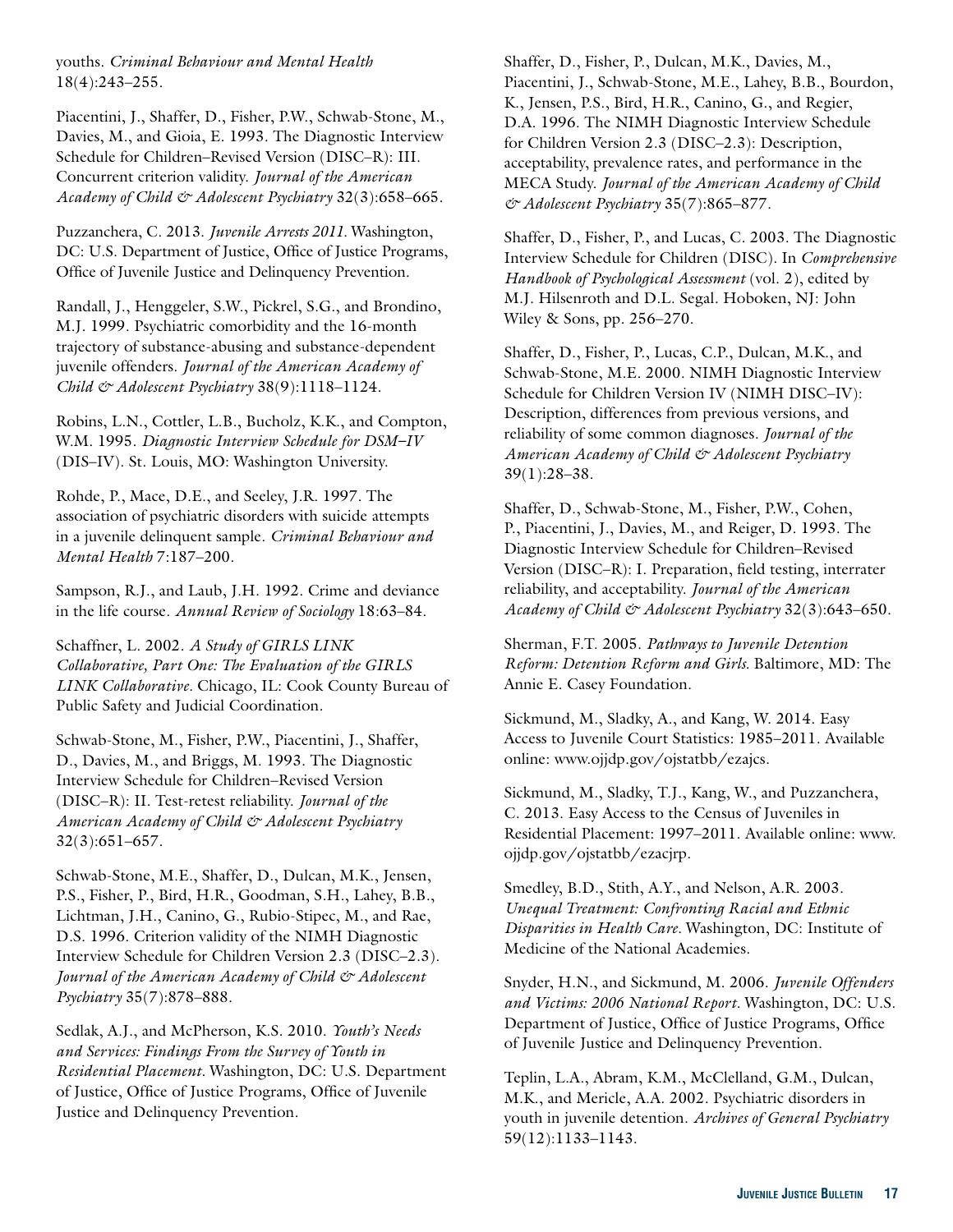youths. *Criminal Behaviour and Mental Health* 18(4):243–255.

Piacentini, J., Shaffer, D., Fisher, P.W., Schwab-Stone, M., Davies, M., and Gioia, E. 1993. The Diagnostic Interview Schedule for Children–Revised Version (DISC–R): III. Concurrent criterion validity. *Journal of the American Academy of Child & Adolescent Psychiatry* 32(3):658–665.

Puzzanchera, C. 2013. *Juvenile Arrests 2011*. Washington, DC: U.S. Department of Justice, Office of Justice Programs, Office of Juvenile Justice and Delinquency Prevention.

Randall, J., Henggeler, S.W., Pickrel, S.G., and Brondino, M.J. 1999. Psychiatric comorbidity and the 16-month trajectory of substance-abusing and substance-dependent juvenile offenders. *Journal of the American Academy of Child & Adolescent Psychiatry* 38(9):1118–1124.

Robins, L.N., Cottler, L.B., Bucholz, K.K., and Compton, W.M. 1995. *Diagnostic Interview Schedule for DSM–IV* (DIS–IV). St. Louis, MO: Washington University.

Rohde, P., Mace, D.E., and Seeley, J.R. 1997. The association of psychiatric disorders with suicide attempts in a juvenile delinquent sample. *Criminal Behaviour and Mental Health* 7:187–200.

Sampson, R.J., and Laub, J.H. 1992. Crime and deviance in the life course. *Annual Review of Sociology* 18:63–84.

Schaffner, L. 2002. *A Study of GIRLS LINK Collaborative, Part One: The Evaluation of the GIRLS LINK Collaborative*. Chicago, IL: Cook County Bureau of Public Safety and Judicial Coordination.

Schwab-Stone, M., Fisher, P.W., Piacentini, J., Shaffer, D., Davies, M., and Briggs, M. 1993. The Diagnostic Interview Schedule for Children–Revised Version (DISC–R): II. Test-retest reliability. *Journal of the American Academy of Child & Adolescent Psychiatry* 32(3):651–657.

Schwab-Stone, M.E., Shaffer, D., Dulcan, M.K., Jensen, P.S., Fisher, P., Bird, H.R., Goodman, S.H., Lahey, B.B., Lichtman, J.H., Canino, G., Rubio-Stipec, M., and Rae, D.S. 1996. Criterion validity of the NIMH Diagnostic Interview Schedule for Children Version 2.3 (DISC–2.3). *Journal of the American Academy of Child & Adolescent Psychiatry* 35(7):878–888.

Sedlak, A.J., and McPherson, K.S. 2010. *Youth's Needs and Services: Findings From the Survey of Youth in Residential Placement*. Washington, DC: U.S. Department of Justice, Office of Justice Programs, Office of Juvenile Justice and Delinquency Prevention.

Shaffer, D., Fisher, P., Dulcan, M.K., Davies, M., Piacentini, J., Schwab-Stone, M.E., Lahey, B.B., Bourdon, K., Jensen, P.S., Bird, H.R., Canino, G., and Regier, D.A. 1996. The NIMH Diagnostic Interview Schedule for Children Version 2.3 (DISC–2.3): Description, acceptability, prevalence rates, and performance in the MECA Study. *Journal of the American Academy of Child & Adolescent Psychiatry* 35(7):865–877.

Shaffer, D., Fisher, P., and Lucas, C. 2003. The Diagnostic Interview Schedule for Children (DISC). In *Comprehensive Handbook of Psychological Assessment* (vol. 2), edited by M.J. Hilsenroth and D.L. Segal. Hoboken, NJ: John Wiley & Sons, pp. 256–270.

Shaffer, D., Fisher, P., Lucas, C.P., Dulcan, M.K., and Schwab-Stone, M.E. 2000. NIMH Diagnostic Interview Schedule for Children Version IV (NIMH DISC–IV): Description, differences from previous versions, and reliability of some common diagnoses. *Journal of the American Academy of Child & Adolescent Psychiatry* 39(1):28–38.

Shaffer, D., Schwab-Stone, M., Fisher, P.W., Cohen, P., Piacentini, J., Davies, M., and Reiger, D. 1993. The Diagnostic Interview Schedule for Children–Revised Version (DISC–R): I. Preparation, field testing, interrater reliability, and acceptability. *Journal of the American Academy of Child & Adolescent Psychiatry* 32(3):643–650.

Sherman, F.T. 2005. *Pathways to Juvenile Detention Reform: Detention Reform and Girls*. Baltimore, MD: The Annie E. Casey Foundation.

Sickmund, M., Sladky, A., and Kang, W. 2014. Easy Access to Juvenile Court Statistics: 1985–2011. Available online: www.ojjdp.gov/ojstatbb/ezajcs.

Sickmund, M., Sladky, T.J., Kang, W., and Puzzanchera, C. 2013. Easy Access to the Census of Juveniles in Residential Placement: 1997–2011. Available online: www.ojjdp.gov/ojstatbb/ezacjrp.

Smedley, B.D., Stith, A.Y., and Nelson, A.R. 2003. *Unequal Treatment: Confronting Racial and Ethnic Disparities in Health Care*. Washington, DC: Institute of Medicine of the National Academies.

Snyder, H.N., and Sickmund, M. 2006. *Juvenile Offenders and Victims: 2006 National Report*. Washington, DC: U.S. Department of Justice, Office of Justice Programs, Office of Juvenile Justice and Delinquency Prevention.

Teplin, L.A., Abram, K.M., McClelland, G.M., Dulcan, M.K., and Mericle, A.A. 2002. Psychiatric disorders in youth in juvenile detention. *Archives of General Psychiatry* 59(12):1133–1143.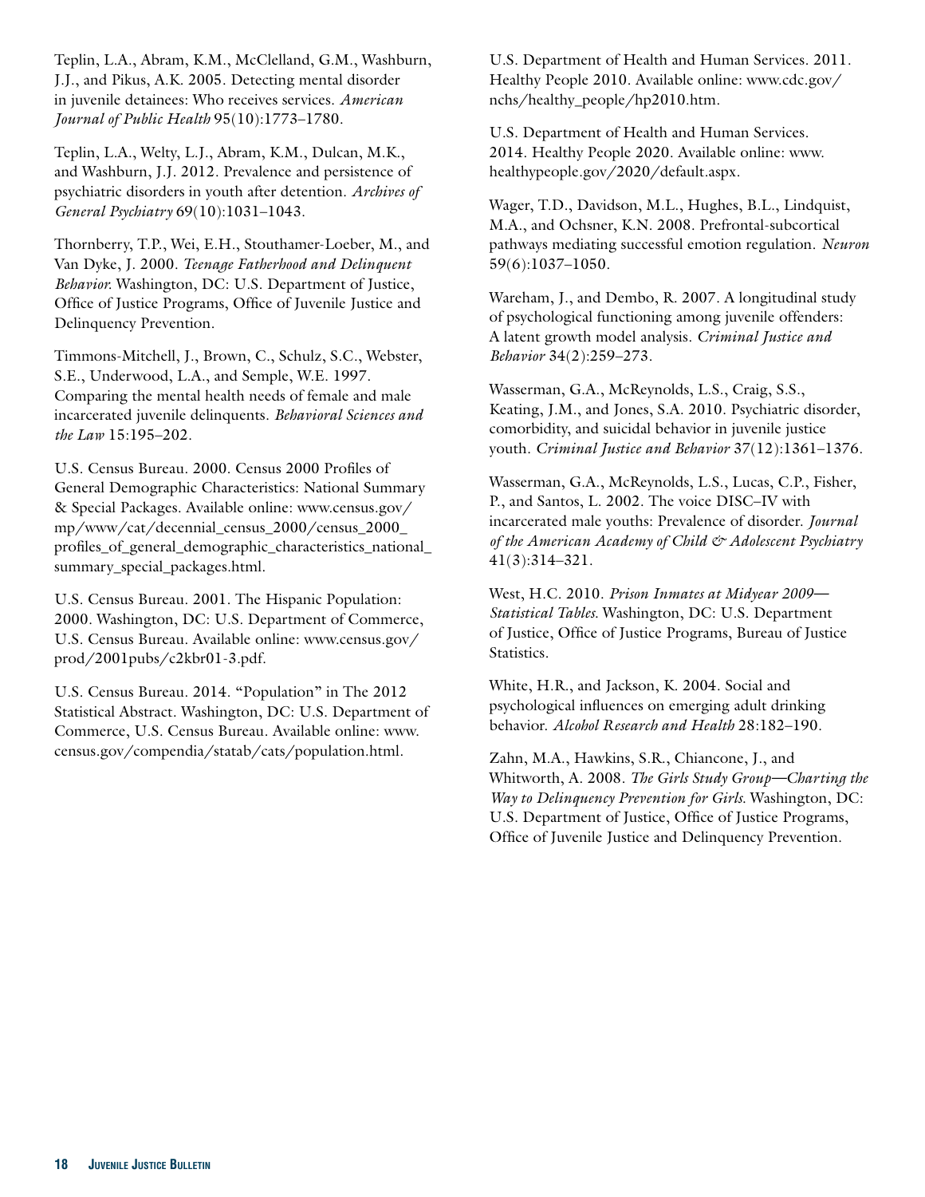Teplin, L.A., Abram, K.M., McClelland, G.M., Washburn, J.J., and Pikus, A.K. 2005. Detecting mental disorder in juvenile detainees: Who receives services. *American Journal of Public Health* 95(10):1773–1780.

Teplin, L.A., Welty, L.J., Abram, K.M., Dulcan, M.K., and Washburn, J.J. 2012. Prevalence and persistence of psychiatric disorders in youth after detention. *Archives of General Psychiatry* 69(10):1031–1043.

Thornberry, T.P., Wei, E.H., Stouthamer-Loeber, M., and Van Dyke, J. 2000. *Teenage Fatherhood and Delinquent Behavior.* Washington, DC: U.S. Department of Justice, Office of Justice Programs, Office of Juvenile Justice and Delinquency Prevention.

Timmons-Mitchell, J., Brown, C., Schulz, S.C., Webster, S.E., Underwood, L.A., and Semple, W.E. 1997. Comparing the mental health needs of female and male incarcerated juvenile delinquents. *Behavioral Sciences and the Law* 15:195–202.

U.S. Census Bureau. 2000. Census 2000 Profiles of General Demographic Characteristics: National Summary & Special Packages. Available online: www.census.gov/mp/www/cat/decennial_census_2000/census_2000_profiles_of_general_demographic_characteristics_national_summary_special_packages.html.

U.S. Census Bureau. 2001. The Hispanic Population: 2000. Washington, DC: U.S. Department of Commerce, U.S. Census Bureau. Available online: www.census.gov/prod/2001pubs/c2kbr01-3.pdf.

U.S. Census Bureau. 2014. "Population" in The 2012 Statistical Abstract. Washington, DC: U.S. Department of Commerce, U.S. Census Bureau. Available online: www.census.gov/compendia/statab/cats/population.html.

U.S. Department of Health and Human Services. 2011. Healthy People 2010. Available online: www.cdc.gov/nchs/healthy_people/hp2010.htm.

U.S. Department of Health and Human Services. 2014. Healthy People 2020. Available online: www.healthypeople.gov/2020/default.aspx.

Wager, T.D., Davidson, M.L., Hughes, B.L., Lindquist, M.A., and Ochsner, K.N. 2008. Prefrontal-subcortical pathways mediating successful emotion regulation. *Neuron* 59(6):1037–1050.

Wareham, J., and Dembo, R. 2007. A longitudinal study of psychological functioning among juvenile offenders: A latent growth model analysis. *Criminal Justice and Behavior* 34(2):259–273.

Wasserman, G.A., McReynolds, L.S., Craig, S.S., Keating, J.M., and Jones, S.A. 2010. Psychiatric disorder, comorbidity, and suicidal behavior in juvenile justice youth. *Criminal Justice and Behavior* 37(12):1361–1376.

Wasserman, G.A., McReynolds, L.S., Lucas, C.P., Fisher, P., and Santos, L. 2002. The voice DISC–IV with incarcerated male youths: Prevalence of disorder. *Journal of the American Academy of Child & Adolescent Psychiatry* 41(3):314–321.

West, H.C. 2010. *Prison Inmates at Midyear 2009—Statistical Tables.* Washington, DC: U.S. Department of Justice, Office of Justice Programs, Bureau of Justice Statistics.

White, H.R., and Jackson, K. 2004. Social and psychological influences on emerging adult drinking behavior. *Alcohol Research and Health* 28:182–190.

Zahn, M.A., Hawkins, S.R., Chiancone, J., and Whitworth, A. 2008. *The Girls Study Group—Charting the Way to Delinquency Prevention for Girls.* Washington, DC: U.S. Department of Justice, Office of Justice Programs, Office of Juvenile Justice and Delinquency Prevention.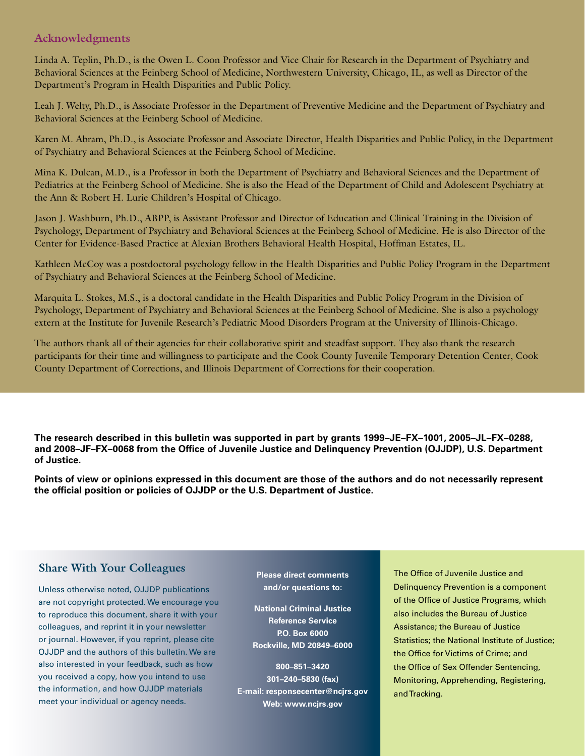## Acknowledgments

Linda A. Teplin, Ph.D., is the Owen L. Coon Professor and Vice Chair for Research in the Department of Psychiatry and Behavioral Sciences at the Feinberg School of Medicine, Northwestern University, Chicago, IL, as well as Director of the Department's Program in Health Disparities and Public Policy.

Leah J. Welty, Ph.D., is Associate Professor in the Department of Preventive Medicine and the Department of Psychiatry and Behavioral Sciences at the Feinberg School of Medicine.

Karen M. Abram, Ph.D., is Associate Professor and Associate Director, Health Disparities and Public Policy, in the Department of Psychiatry and Behavioral Sciences at the Feinberg School of Medicine.

Mina K. Dulcan, M.D., is a Professor in both the Department of Psychiatry and Behavioral Sciences and the Department of Pediatrics at the Feinberg School of Medicine. She is also the Head of the Department of Child and Adolescent Psychiatry at the Ann & Robert H. Lurie Children's Hospital of Chicago.

Jason J. Washburn, Ph.D., ABPP, is Assistant Professor and Director of Education and Clinical Training in the Division of Psychology, Department of Psychiatry and Behavioral Sciences at the Feinberg School of Medicine. He is also Director of the Center for Evidence-Based Practice at Alexian Brothers Behavioral Health Hospital, Hoffman Estates, IL.

Kathleen McCoy was a postdoctoral psychology fellow in the Health Disparities and Public Policy Program in the Department of Psychiatry and Behavioral Sciences at the Feinberg School of Medicine.

Marquita L. Stokes, M.S., is a doctoral candidate in the Health Disparities and Public Policy Program in the Division of Psychology, Department of Psychiatry and Behavioral Sciences at the Feinberg School of Medicine. She is also a psychology extern at the Institute for Juvenile Research's Pediatric Mood Disorders Program at the University of Illinois-Chicago.

The authors thank all of their agencies for their collaborative spirit and steadfast support. They also thank the research participants for their time and willingness to participate and the Cook County Juvenile Temporary Detention Center, Cook County Department of Corrections, and Illinois Department of Corrections for their cooperation.

**The research described in this bulletin was supported in part by grants 1999–JE–FX–1001, 2005–JL–FX–0288, and 2008–JF–FX–0068 from the Office of Juvenile Justice and Delinquency Prevention (OJJDP), U.S. Department of Justice.**

**Points of view or opinions expressed in this document are those of the authors and do not necessarily represent the official position or policies of OJJDP or the U.S. Department of Justice.**

## Share With Your Colleagues

Unless otherwise noted, OJJDP publications are not copyright protected. We encourage you to reproduce this document, share it with your colleagues, and reprint it in your newsletter or journal. However, if you reprint, please cite OJJDP and the authors of this bulletin. We are also interested in your feedback, such as how you received a copy, how you intend to use the information, and how OJJDP materials meet your individual or agency needs.

**Please direct comments and/or questions to:**

**National Criminal Justice Reference Service**
**P.O. Box 6000**
**Rockville, MD 20849–6000**

**800–851–3420**
**301–240–5830 (fax)**
**E-mail: responsecenter@ncjrs.gov**
**Web: www.ncjrs.gov**

The Office of Juvenile Justice and Delinquency Prevention is a component of the Office of Justice Programs, which also includes the Bureau of Justice Assistance; the Bureau of Justice Statistics; the National Institute of Justice; the Office for Victims of Crime; and the Office of Sex Offender Sentencing, Monitoring, Apprehending, Registering, and Tracking.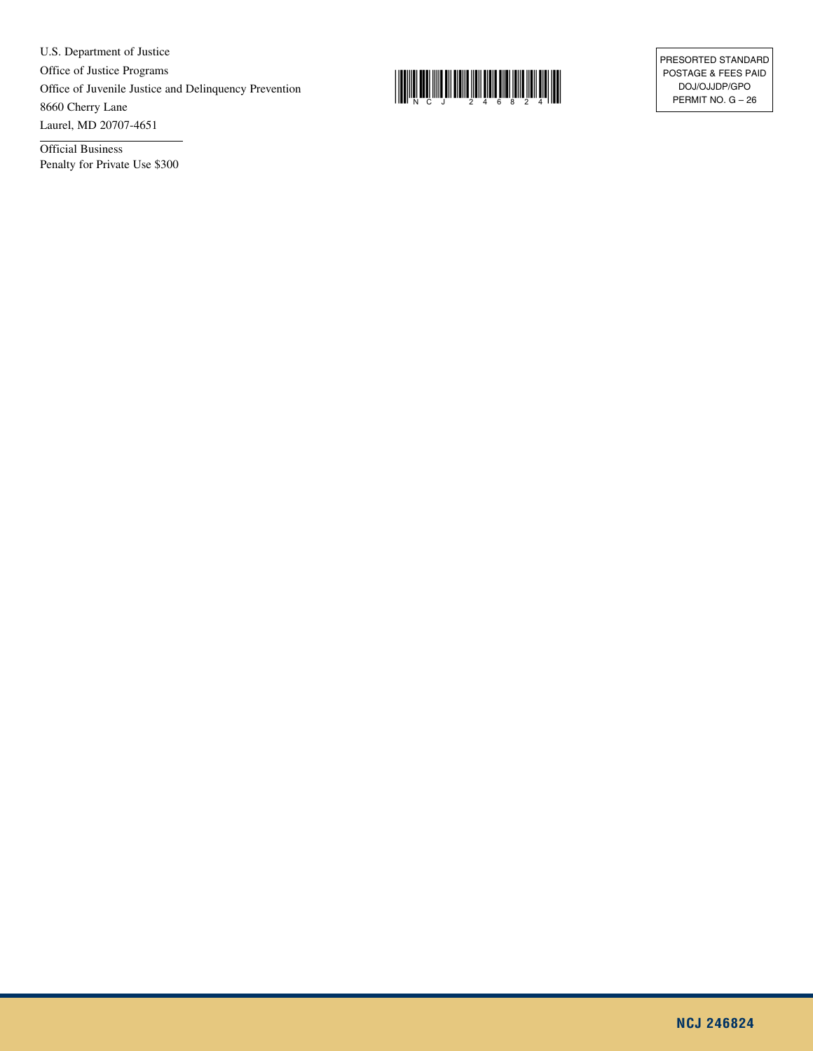U.S. Department of Justice
Office of Justice Programs
Office of Juvenile Justice and Delinquency Prevention
8660 Cherry Lane
Laurel, MD 20707-4651

Official Business
Penalty for Private Use $300

NCJ 246824

PRESORTED STANDARD
POSTAGE & FEES PAID
DOJ/OJJDP/GPO
PERMIT NO. G – 26

**NCJ 246824**